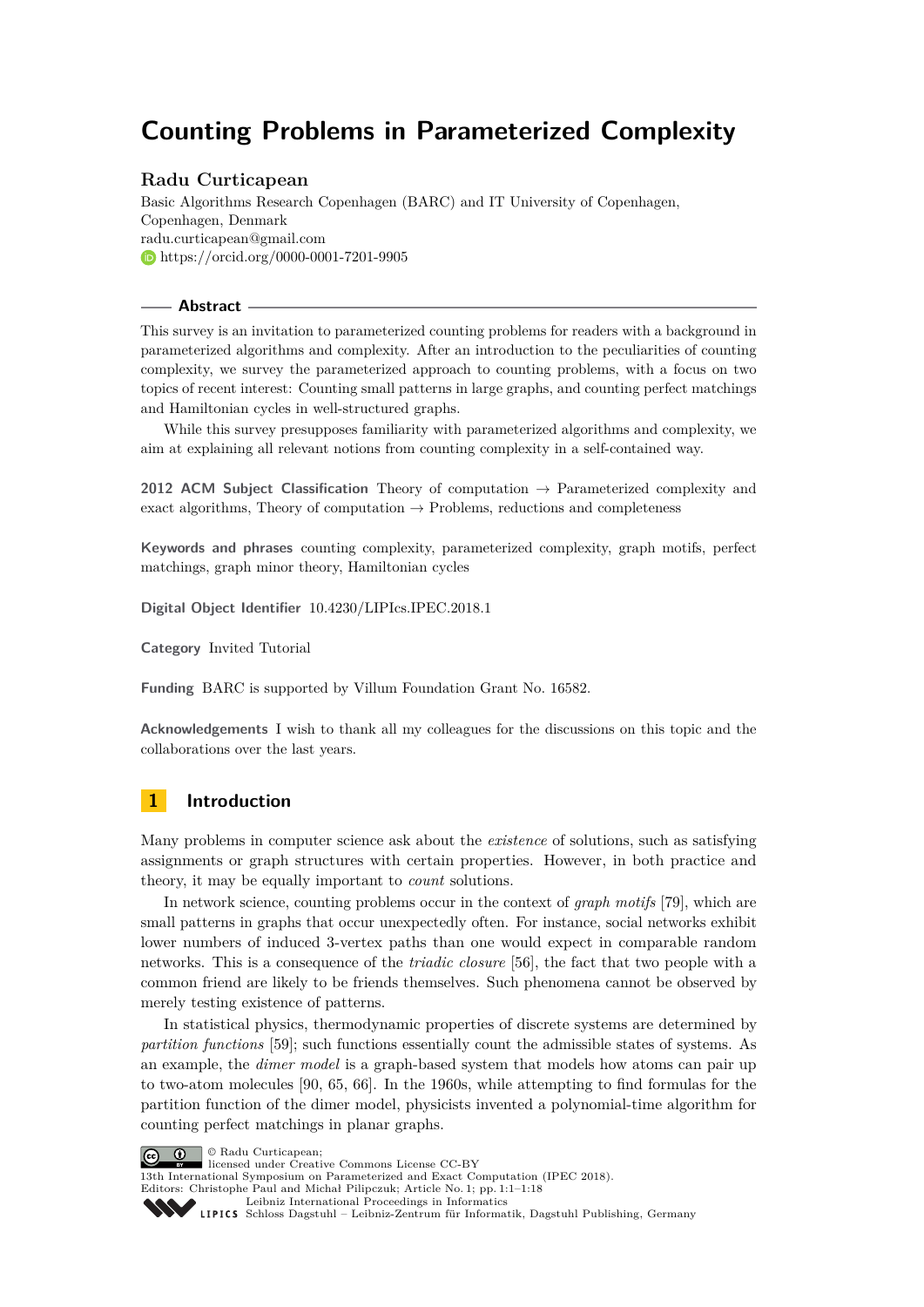# Counting Problems in Parameterized Complexity

**Radu Curticapean**

Basic Algorithms Research Copenhagen (BARC) and IT University of Copenhagen, Copenhagen, Denmark
radu.curticapean@gmail.com
https://orcid.org/0000-0001-7201-9905

## Abstract

This survey is an invitation to parameterized counting problems for readers with a background in parameterized algorithms and complexity. After an introduction to the peculiarities of counting complexity, we survey the parameterized approach to counting problems, with a focus on two topics of recent interest: Counting small patterns in large graphs, and counting perfect matchings and Hamiltonian cycles in well-structured graphs.

While this survey presupposes familiarity with parameterized algorithms and complexity, we aim at explaining all relevant notions from counting complexity in a self-contained way.

**2012 ACM Subject Classification** Theory of computation → Parameterized complexity and exact algorithms, Theory of computation → Problems, reductions and completeness

**Keywords and phrases** counting complexity, parameterized complexity, graph motifs, perfect matchings, graph minor theory, Hamiltonian cycles

**Digital Object Identifier** 10.4230/LIPIcs.IPEC.2018.1

**Category** Invited Tutorial

**Funding** BARC is supported by Villum Foundation Grant No. 16582.

**Acknowledgements** I wish to thank all my colleagues for the discussions on this topic and the collaborations over the last years.

## 1 Introduction

Many problems in computer science ask about the *existence* of solutions, such as satisfying assignments or graph structures with certain properties. However, in both practice and theory, it may be equally important to *count* solutions.

In network science, counting problems occur in the context of *graph motifs* [79], which are small patterns in graphs that occur unexpectedly often. For instance, social networks exhibit lower numbers of induced 3-vertex paths than one would expect in comparable random networks. This is a consequence of the *triadic closure* [56], the fact that two people with a common friend are likely to be friends themselves. Such phenomena cannot be observed by merely testing existence of patterns.

In statistical physics, thermodynamic properties of discrete systems are determined by *partition functions* [59]; such functions essentially count the admissible states of systems. As an example, the *dimer model* is a graph-based system that models how atoms can pair up to two-atom molecules [90, 65, 66]. In the 1960s, while attempting to find formulas for the partition function of the dimer model, physicists invented a polynomial-time algorithm for counting perfect matchings in planar graphs.

© Radu Curticapean;
licensed under Creative Commons License CC-BY
13th International Symposium on Parameterized and Exact Computation (IPEC 2018).
Editors: Christophe Paul and Michał Pilipczuk; Article No. 1; pp. 1:1–1:18
Leibniz International Proceedings in Informatics
LIPICS Schloss Dagstuhl – Leibniz-Zentrum für Informatik, Dagstuhl Publishing, Germany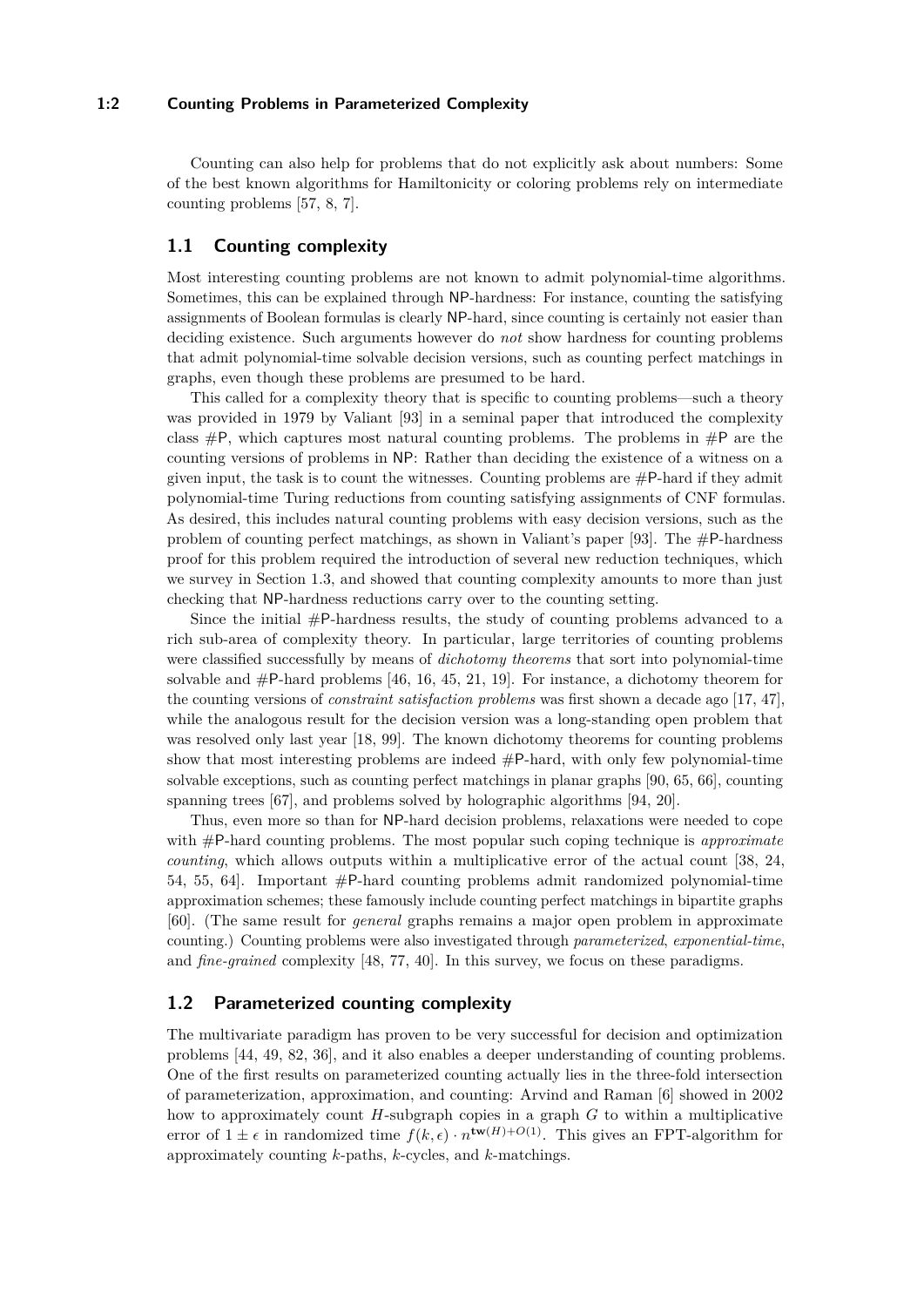Counting can also help for problems that do not explicitly ask about numbers: Some of the best known algorithms for Hamiltonicity or coloring problems rely on intermediate counting problems [57, 8, 7].

## 1.1 Counting complexity

Most interesting counting problems are not known to admit polynomial-time algorithms. Sometimes, this can be explained through NP-hardness: For instance, counting the satisfying assignments of Boolean formulas is clearly NP-hard, since counting is certainly not easier than deciding existence. Such arguments however do *not* show hardness for counting problems that admit polynomial-time solvable decision versions, such as counting perfect matchings in graphs, even though these problems are presumed to be hard.

This called for a complexity theory that is specific to counting problems—such a theory was provided in 1979 by Valiant [93] in a seminal paper that introduced the complexity class #P, which captures most natural counting problems. The problems in #P are the counting versions of problems in NP: Rather than deciding the existence of a witness on a given input, the task is to count the witnesses. Counting problems are #P-hard if they admit polynomial-time Turing reductions from counting satisfying assignments of CNF formulas. As desired, this includes natural counting problems with easy decision versions, such as the problem of counting perfect matchings, as shown in Valiant's paper [93]. The #P-hardness proof for this problem required the introduction of several new reduction techniques, which we survey in Section 1.3, and showed that counting complexity amounts to more than just checking that NP-hardness reductions carry over to the counting setting.

Since the initial #P-hardness results, the study of counting problems advanced to a rich sub-area of complexity theory. In particular, large territories of counting problems were classified successfully by means of *dichotomy theorems* that sort into polynomial-time solvable and #P-hard problems [46, 16, 45, 21, 19]. For instance, a dichotomy theorem for the counting versions of *constraint satisfaction problems* was first shown a decade ago [17, 47], while the analogous result for the decision version was a long-standing open problem that was resolved only last year [18, 99]. The known dichotomy theorems for counting problems show that most interesting problems are indeed #P-hard, with only few polynomial-time solvable exceptions, such as counting perfect matchings in planar graphs [90, 65, 66], counting spanning trees [67], and problems solved by holographic algorithms [94, 20].

Thus, even more so than for NP-hard decision problems, relaxations were needed to cope with #P-hard counting problems. The most popular such coping technique is *approximate counting*, which allows outputs within a multiplicative error of the actual count [38, 24, 54, 55, 64]. Important #P-hard counting problems admit randomized polynomial-time approximation schemes; these famously include counting perfect matchings in bipartite graphs [60]. (The same result for *general* graphs remains a major open problem in approximate counting.) Counting problems were also investigated through *parameterized*, *exponential-time*, and *fine-grained* complexity [48, 77, 40]. In this survey, we focus on these paradigms.

## 1.2 Parameterized counting complexity

The multivariate paradigm has proven to be very successful for decision and optimization problems [44, 49, 82, 36], and it also enables a deeper understanding of counting problems. One of the first results on parameterized counting actually lies in the three-fold intersection of parameterization, approximation, and counting: Arvind and Raman [6] showed in 2002 how to approximately count $H$-subgraph copies in a graph $G$ to within a multiplicative error of $1 \pm \epsilon$ in randomized time $f(k, \epsilon) \cdot n^{\mathbf{tw}(H)+O(1)}$. This gives an FPT-algorithm for approximately counting $k$-paths, $k$-cycles, and $k$-matchings.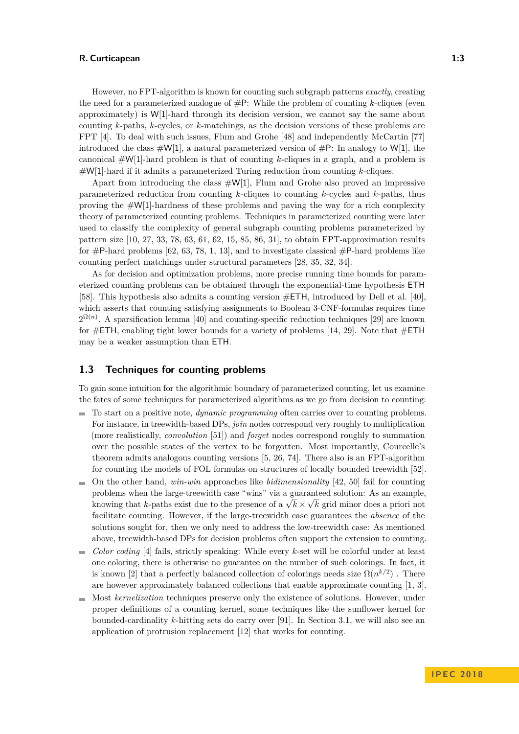However, no FPT-algorithm is known for counting such subgraph patterns *exactly*, creating the need for a parameterized analogue of #P: While the problem of counting $k$-cliques (even approximately) is W[1]-hard through its decision version, we cannot say the same about counting $k$-paths, $k$-cycles, or $k$-matchings, as the decision versions of these problems are FPT [4]. To deal with such issues, Flum and Grohe [48] and independently McCartin [77] introduced the class #W[1], a natural parameterized version of #P: In analogy to W[1], the canonical #W[1]-hard problem is that of counting $k$-cliques in a graph, and a problem is #W[1]-hard if it admits a parameterized Turing reduction from counting $k$-cliques.

Apart from introducing the class #W[1], Flum and Grohe also proved an impressive parameterized reduction from counting $k$-cliques to counting $k$-cycles and $k$-paths, thus proving the #W[1]-hardness of these problems and paving the way for a rich complexity theory of parameterized counting problems. Techniques in parameterized counting were later used to classify the complexity of general subgraph counting problems parameterized by pattern size [10, 27, 33, 78, 63, 61, 62, 15, 85, 86, 31], to obtain FPT-approximation results for #P-hard problems [62, 63, 78, 1, 13], and to investigate classical #P-hard problems like counting perfect matchings under structural parameters [28, 35, 32, 34].

As for decision and optimization problems, more precise running time bounds for parameterized counting problems can be obtained through the exponential-time hypothesis ETH [58]. This hypothesis also admits a counting version #ETH, introduced by Dell et al. [40], which asserts that counting satisfying assignments to Boolean 3-CNF-formulas requires time $2^{\Omega(n)}$. A sparsification lemma [40] and counting-specific reduction techniques [29] are known for #ETH, enabling tight lower bounds for a variety of problems [14, 29]. Note that #ETH may be a weaker assumption than ETH.

## 1.3 Techniques for counting problems

To gain some intuition for the algorithmic boundary of parameterized counting, let us examine the fates of some techniques for parameterized algorithms as we go from decision to counting:

- To start on a positive note, *dynamic programming* often carries over to counting problems. For instance, in treewidth-based DPs, *join* nodes correspond very roughly to multiplication (more realistically, *convolution* [51]) and *forget* nodes correspond roughly to summation over the possible states of the vertex to be forgotten. Most importantly, Courcelle's theorem admits analogous counting versions [5, 26, 74]. There also is an FPT-algorithm for counting the models of FOL formulas on structures of locally bounded treewidth [52].
- On the other hand, *win-win* approaches like *bidimensionality* [42, 50] fail for counting problems when the large-treewidth case "wins" via a guaranteed solution: As an example, knowing that $k$-paths exist due to the presence of a $\sqrt{k} \times \sqrt{k}$ grid minor does a priori not facilitate counting. However, if the large-treewidth case guarantees the *absence* of the solutions sought for, then we only need to address the low-treewidth case: As mentioned above, treewidth-based DPs for decision problems often support the extension to counting.
- *Color coding* [4] fails, strictly speaking: While every $k$-set will be colorful under at least one coloring, there is otherwise no guarantee on the number of such colorings. In fact, it is known [2] that a perfectly balanced collection of colorings needs size $\Omega(n^{k/2})$ . There are however approximately balanced collections that enable approximate counting [1, 3].
- Most *kernelization* techniques preserve only the existence of solutions. However, under proper definitions of a counting kernel, some techniques like the sunflower kernel for bounded-cardinality $k$-hitting sets do carry over [91]. In Section 3.1, we will also see an application of protrusion replacement [12] that works for counting.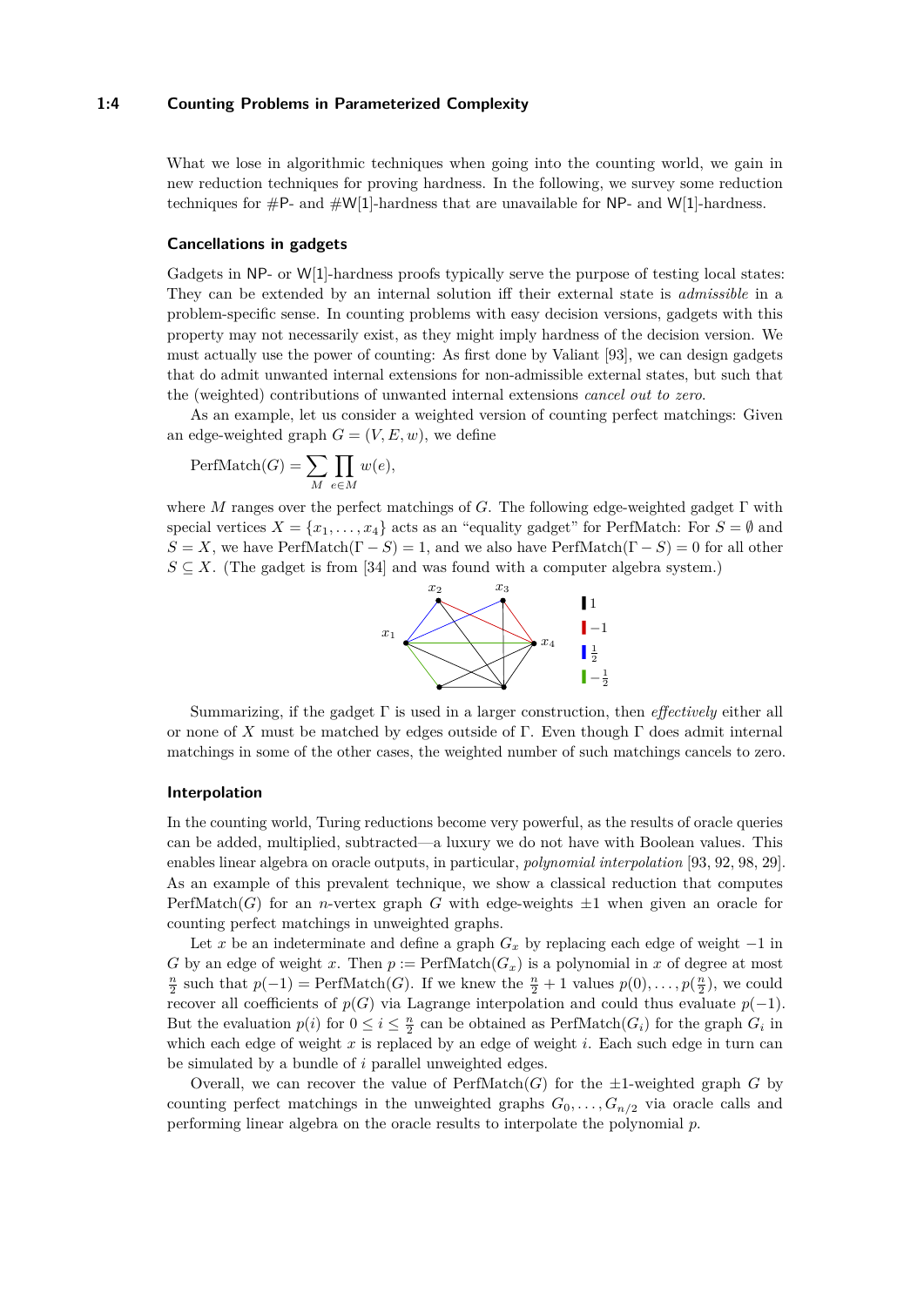What we lose in algorithmic techniques when going into the counting world, we gain in new reduction techniques for proving hardness. In the following, we survey some reduction techniques for #P- and #W[1]-hardness that are unavailable for NP- and W[1]-hardness.

### Cancellations in gadgets

Gadgets in NP- or W[1]-hardness proofs typically serve the purpose of testing local states: They can be extended by an internal solution iff their external state is *admissible* in a problem-specific sense. In counting problems with easy decision versions, gadgets with this property may not necessarily exist, as they might imply hardness of the decision version. We must actually use the power of counting: As first done by Valiant [93], we can design gadgets that do admit unwanted internal extensions for non-admissible external states, but such that the (weighted) contributions of unwanted internal extensions *cancel out to zero*.

As an example, let us consider a weighted version of counting perfect matchings: Given an edge-weighted graph $G = (V, E, w)$, we define

$$\mathrm{PerfMatch}(G) = \sum_{M} \prod_{e \in M} w(e),$$

where $M$ ranges over the perfect matchings of $G$. The following edge-weighted gadget $\Gamma$ with special vertices $X = \{x_1, \dots, x_4\}$ acts as an "equality gadget" for PerfMatch: For $S = \emptyset$ and $S = X$, we have $\mathrm{PerfMatch}(\Gamma - S) = 1$, and we also have $\mathrm{PerfMatch}(\Gamma - S) = 0$ for all other $S \subseteq X$. (The gadget is from [34] and was found with a computer algebra system.)

Summarizing, if the gadget $\Gamma$ is used in a larger construction, then *effectively* either all or none of $X$ must be matched by edges outside of $\Gamma$. Even though $\Gamma$ does admit internal matchings in some of the other cases, the weighted number of such matchings cancels to zero.

### Interpolation

In the counting world, Turing reductions become very powerful, as the results of oracle queries can be added, multiplied, subtracted—a luxury we do not have with Boolean values. This enables linear algebra on oracle outputs, in particular, *polynomial interpolation* [93, 92, 98, 29]. As an example of this prevalent technique, we show a classical reduction that computes $\mathrm{PerfMatch}(G)$ for an $n$-vertex graph $G$ with edge-weights $\pm 1$ when given an oracle for counting perfect matchings in unweighted graphs.

Let $x$ be an indeterminate and define a graph $G_x$ by replacing each edge of weight $-1$ in $G$ by an edge of weight $x$. Then $p := \mathrm{PerfMatch}(G_x)$ is a polynomial in $x$ of degree at most $\frac{n}{2}$ such that $p(-1) = \mathrm{PerfMatch}(G)$. If we knew the $\frac{n}{2} + 1$ values $p(0), \dots, p(\frac{n}{2})$, we could recover all coefficients of $p(G)$ via Lagrange interpolation and could thus evaluate $p(-1)$. But the evaluation $p(i)$ for $0 \le i \le \frac{n}{2}$ can be obtained as $\mathrm{PerfMatch}(G_i)$ for the graph $G_i$ in which each edge of weight $x$ is replaced by an edge of weight $i$. Each such edge in turn can be simulated by a bundle of $i$ parallel unweighted edges.

Overall, we can recover the value of $\mathrm{PerfMatch}(G)$ for the $\pm 1$-weighted graph $G$ by counting perfect matchings in the unweighted graphs $G_0, \dots, G_{n/2}$ via oracle calls and performing linear algebra on the oracle results to interpolate the polynomial $p$.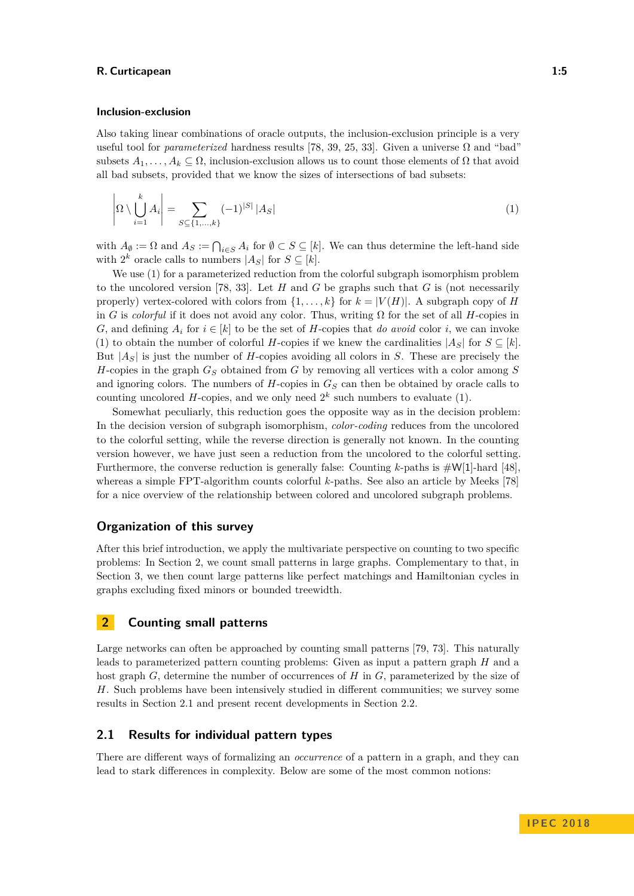### Inclusion-exclusion

Also taking linear combinations of oracle outputs, the inclusion-exclusion principle is a very useful tool for *parameterized* hardness results [78, 39, 25, 33]. Given a universe $\Omega$ and "bad" subsets $A_1, \ldots, A_k \subseteq \Omega$, inclusion-exclusion allows us to count those elements of $\Omega$ that avoid all bad subsets, provided that we know the sizes of intersections of bad subsets:

$$\left| \Omega \setminus \bigcup_{i=1}^{k} A_i \right| = \sum_{S \subseteq \{1,\ldots,k\}} (-1)^{|S|} \, |A_S| \qquad (1)$$

with $A_\emptyset := \Omega$ and $A_S := \bigcap_{i \in S} A_i$ for $\emptyset \subset S \subseteq [k]$. We can thus determine the left-hand side with $2^k$ oracle calls to numbers $|A_S|$ for $S \subseteq [k]$.

We use (1) for a parameterized reduction from the colorful subgraph isomorphism problem to the uncolored version [78, 33]. Let $H$ and $G$ be graphs such that $G$ is (not necessarily properly) vertex-colored with colors from $\{1, \ldots, k\}$ for $k = |V(H)|$. A subgraph copy of $H$ in $G$ is *colorful* if it does not avoid any color. Thus, writing $\Omega$ for the set of all $H$-copies in $G$, and defining $A_i$ for $i \in [k]$ to be the set of $H$-copies that *do avoid* color $i$, we can invoke (1) to obtain the number of colorful $H$-copies if we knew the cardinalities $|A_S|$ for $S \subseteq [k]$. But $|A_S|$ is just the number of $H$-copies avoiding all colors in $S$. These are precisely the $H$-copies in the graph $G_S$ obtained from $G$ by removing all vertices with a color among $S$ and ignoring colors. The numbers of $H$-copies in $G_S$ can then be obtained by oracle calls to counting uncolored $H$-copies, and we only need $2^k$ such numbers to evaluate (1).

Somewhat peculiarly, this reduction goes the opposite way as in the decision problem: In the decision version of subgraph isomorphism, *color-coding* reduces from the uncolored to the colorful setting, while the reverse direction is generally not known. In the counting version however, we have just seen a reduction from the uncolored to the colorful setting. Furthermore, the converse reduction is generally false: Counting $k$-paths is #W[1]-hard [48], whereas a simple FPT-algorithm counts colorful $k$-paths. See also an article by Meeks [78] for a nice overview of the relationship between colored and uncolored subgraph problems.

### Organization of this survey

After this brief introduction, we apply the multivariate perspective on counting to two specific problems: In Section 2, we count small patterns in large graphs. Complementary to that, in Section 3, we then count large patterns like perfect matchings and Hamiltonian cycles in graphs excluding fixed minors or bounded treewidth.

## 2 Counting small patterns

Large networks can often be approached by counting small patterns [79, 73]. This naturally leads to parameterized pattern counting problems: Given as input a pattern graph $H$ and a host graph $G$, determine the number of occurrences of $H$ in $G$, parameterized by the size of $H$. Such problems have been intensively studied in different communities; we survey some results in Section 2.1 and present recent developments in Section 2.2.

### 2.1 Results for individual pattern types

There are different ways of formalizing an *occurrence* of a pattern in a graph, and they can lead to stark differences in complexity. Below are some of the most common notions: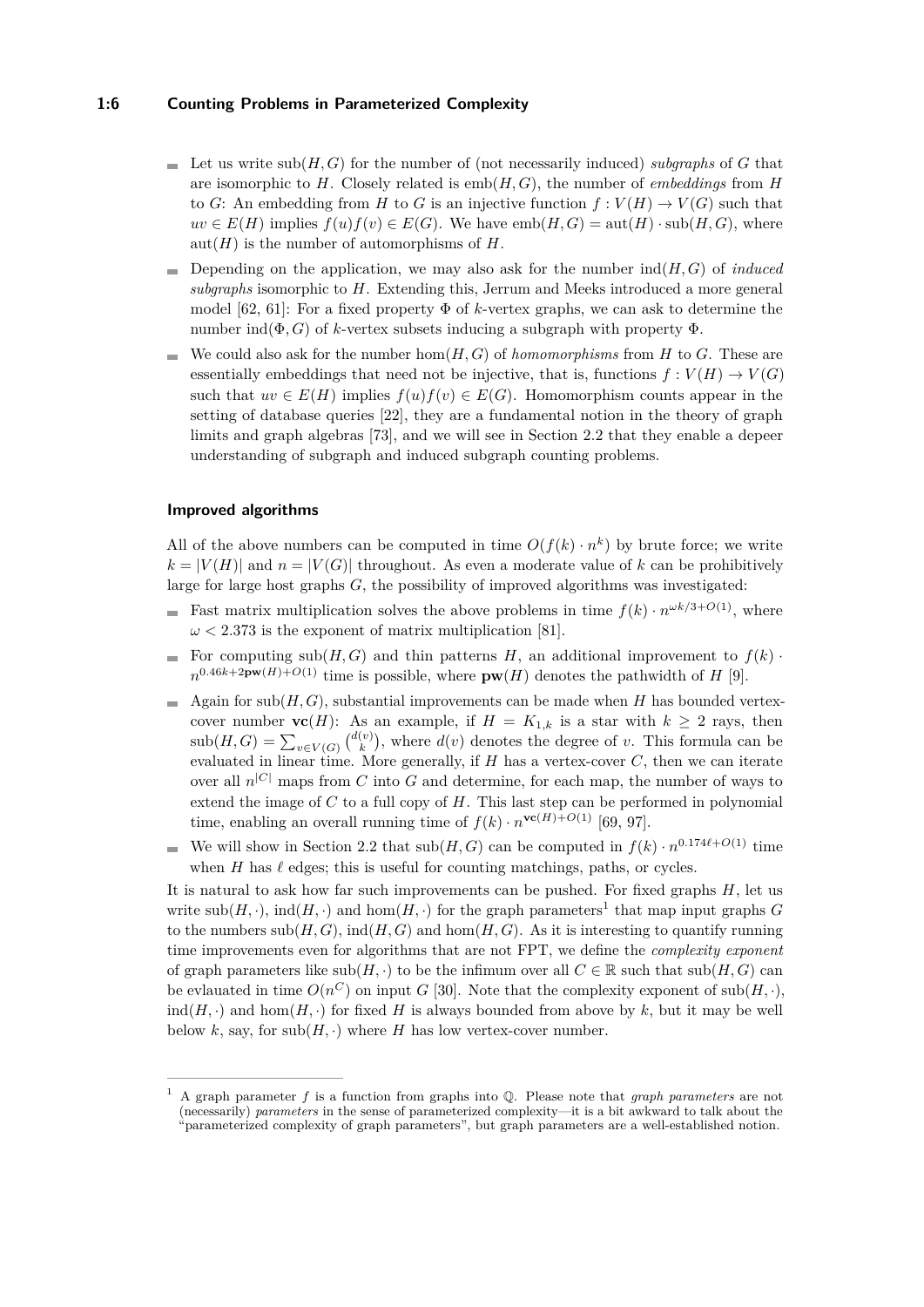- Let us write $\mathrm{sub}(H,G)$ for the number of (not necessarily induced) *subgraphs* of $G$ that are isomorphic to $H$. Closely related is $\mathrm{emb}(H,G)$, the number of *embeddings* from $H$ to $G$: An embedding from $H$ to $G$ is an injective function $f : V(H) \to V(G)$ such that $uv \in E(H)$ implies $f(u)f(v) \in E(G)$. We have $\mathrm{emb}(H,G) = \mathrm{aut}(H) \cdot \mathrm{sub}(H,G)$, where $\mathrm{aut}(H)$ is the number of automorphisms of $H$.
- Depending on the application, we may also ask for the number $\mathrm{ind}(H,G)$ of *induced subgraphs* isomorphic to $H$. Extending this, Jerrum and Meeks introduced a more general model [62, 61]: For a fixed property $\Phi$ of $k$-vertex graphs, we can ask to determine the number $\mathrm{ind}(\Phi,G)$ of $k$-vertex subsets inducing a subgraph with property $\Phi$.
- We could also ask for the number $\mathrm{hom}(H,G)$ of *homomorphisms* from $H$ to $G$. These are essentially embeddings that need not be injective, that is, functions $f : V(H) \to V(G)$ such that $uv \in E(H)$ implies $f(u)f(v) \in E(G)$. Homomorphism counts appear in the setting of database queries [22], they are a fundamental notion in the theory of graph limits and graph algebras [73], and we will see in Section 2.2 that they enable a depeer understanding of subgraph and induced subgraph counting problems.

#### Improved algorithms

All of the above numbers can be computed in time $O(f(k) \cdot n^k)$ by brute force; we write $k = |V(H)|$ and $n = |V(G)|$ throughout. As even a moderate value of $k$ can be prohibitively large for large host graphs $G$, the possibility of improved algorithms was investigated:

- Fast matrix multiplication solves the above problems in time $f(k) \cdot n^{\omega k/3+O(1)}$, where $\omega < 2.373$ is the exponent of matrix multiplication [81].
- For computing $\mathrm{sub}(H,G)$ and thin patterns $H$, an additional improvement to $f(k) \cdot n^{0.46k+2\mathbf{pw}(H)+O(1)}$ time is possible, where $\mathbf{pw}(H)$ denotes the pathwidth of $H$ [9].
- Again for $\mathrm{sub}(H,G)$, substantial improvements can be made when $H$ has bounded vertex-cover number $\mathbf{vc}(H)$: As an example, if $H = K_{1,k}$ is a star with $k \geq 2$ rays, then $\mathrm{sub}(H,G) = \sum_{v \in V(G)} \binom{d(v)}{k}$, where $d(v)$ denotes the degree of $v$. This formula can be evaluated in linear time. More generally, if $H$ has a vertex-cover $C$, then we can iterate over all $n^{|C|}$ maps from $C$ into $G$ and determine, for each map, the number of ways to extend the image of $C$ to a full copy of $H$. This last step can be performed in polynomial time, enabling an overall running time of $f(k) \cdot n^{\mathbf{vc}(H)+O(1)}$ [69, 97].
- We will show in Section 2.2 that $\mathrm{sub}(H,G)$ can be computed in $f(k) \cdot n^{0.174\ell+O(1)}$ time when $H$ has $\ell$ edges; this is useful for counting matchings, paths, or cycles.

It is natural to ask how far such improvements can be pushed. For fixed graphs $H$, let us write $\mathrm{sub}(H,\cdot)$, $\mathrm{ind}(H,\cdot)$ and $\mathrm{hom}(H,\cdot)$ for the graph parameters[1] that map input graphs $G$ to the numbers $\mathrm{sub}(H,G)$, $\mathrm{ind}(H,G)$ and $\mathrm{hom}(H,G)$. As it is interesting to quantify running time improvements even for algorithms that are not FPT, we define the *complexity exponent* of graph parameters like $\mathrm{sub}(H,\cdot)$ to be the infimum over all $C \in \mathbb{R}$ such that $\mathrm{sub}(H,G)$ can be evlauated in time $O(n^C)$ on input $G$ [30]. Note that the complexity exponent of $\mathrm{sub}(H,\cdot)$, $\mathrm{ind}(H,\cdot)$ and $\mathrm{hom}(H,\cdot)$ for fixed $H$ is always bounded from above by $k$, but it may be well below $k$, say, for $\mathrm{sub}(H,\cdot)$ where $H$ has low vertex-cover number.

---

[1] A graph parameter $f$ is a function from graphs into $\mathbb{Q}$. Please note that *graph parameters* are not (necessarily) *parameters* in the sense of parameterized complexity—it is a bit awkward to talk about the "parameterized complexity of graph parameters", but graph parameters are a well-established notion.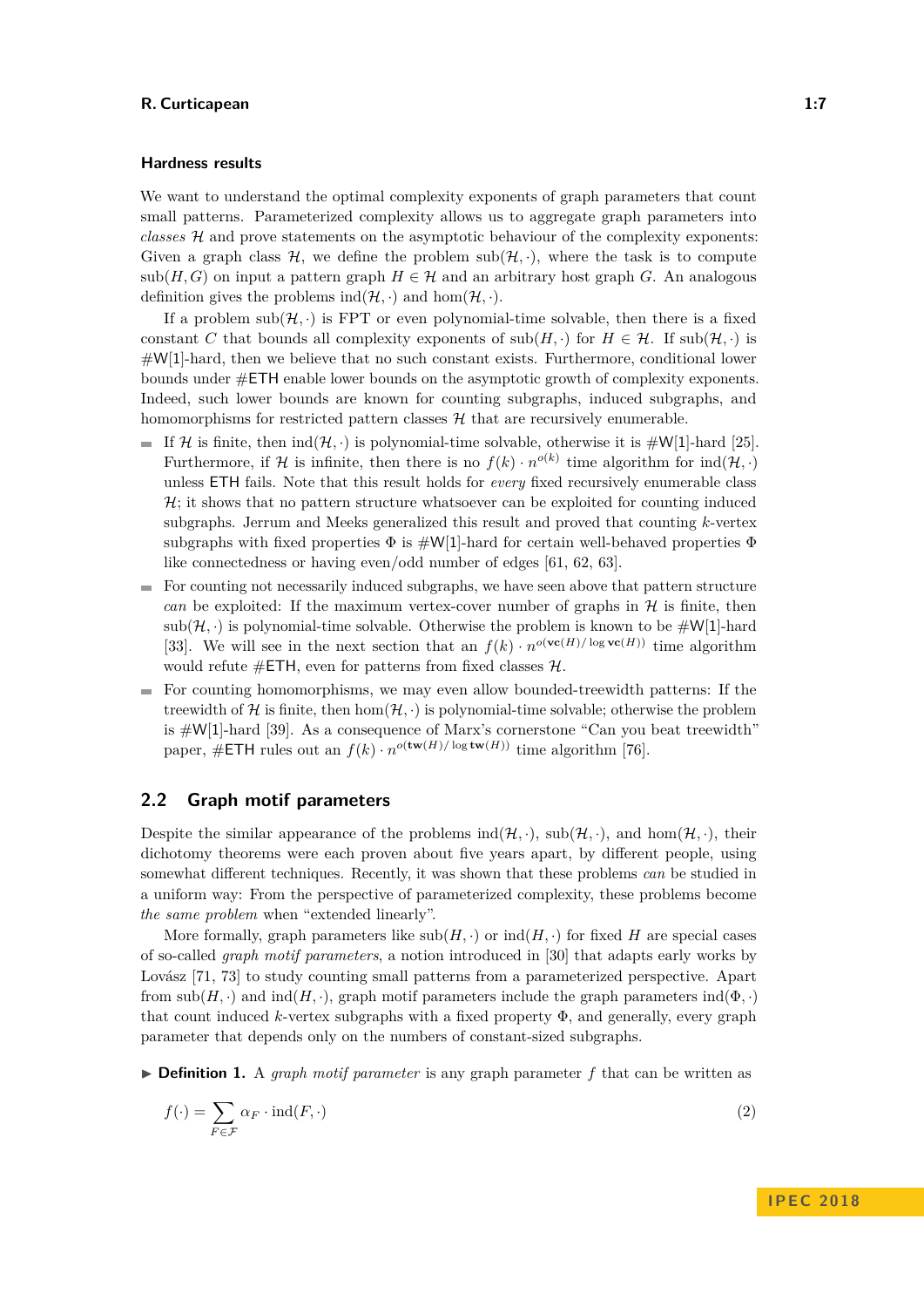### Hardness results

We want to understand the optimal complexity exponents of graph parameters that count small patterns. Parameterized complexity allows us to aggregate graph parameters into *classes* $\mathcal{H}$ and prove statements on the asymptotic behaviour of the complexity exponents: Given a graph class $\mathcal{H}$, we define the problem $\mathrm{sub}(\mathcal{H},\cdot)$, where the task is to compute $\mathrm{sub}(H,G)$ on input a pattern graph $H \in \mathcal{H}$ and an arbitrary host graph $G$. An analogous definition gives the problems $\mathrm{ind}(\mathcal{H},\cdot)$ and $\mathrm{hom}(\mathcal{H},\cdot)$.

If a problem $\mathrm{sub}(\mathcal{H},\cdot)$ is FPT or even polynomial-time solvable, then there is a fixed constant $C$ that bounds all complexity exponents of $\mathrm{sub}(H,\cdot)$ for $H \in \mathcal{H}$. If $\mathrm{sub}(\mathcal{H},\cdot)$ is #W[1]-hard, then we believe that no such constant exists. Furthermore, conditional lower bounds under #ETH enable lower bounds on the asymptotic growth of complexity exponents. Indeed, such lower bounds are known for counting subgraphs, induced subgraphs, and homomorphisms for restricted pattern classes $\mathcal{H}$ that are recursively enumerable.

- If $\mathcal{H}$ is finite, then $\mathrm{ind}(\mathcal{H},\cdot)$ is polynomial-time solvable, otherwise it is #W[1]-hard [25]. Furthermore, if $\mathcal{H}$ is infinite, then there is no $f(k)\cdot n^{o(k)}$ time algorithm for $\mathrm{ind}(\mathcal{H},\cdot)$ unless ETH fails. Note that this result holds for *every* fixed recursively enumerable class $\mathcal{H}$; it shows that no pattern structure whatsoever can be exploited for counting induced subgraphs. Jerrum and Meeks generalized this result and proved that counting $k$-vertex subgraphs with fixed properties $\Phi$ is #W[1]-hard for certain well-behaved properties $\Phi$ like connectedness or having even/odd number of edges [61, 62, 63].
- For counting not necessarily induced subgraphs, we have seen above that pattern structure *can* be exploited: If the maximum vertex-cover number of graphs in $\mathcal{H}$ is finite, then $\mathrm{sub}(\mathcal{H},\cdot)$ is polynomial-time solvable. Otherwise the problem is known to be #W[1]-hard [33]. We will see in the next section that an $f(k)\cdot n^{o(\mathbf{vc}(H)/\log \mathbf{vc}(H))}$ time algorithm would refute #ETH, even for patterns from fixed classes $\mathcal{H}$.
- For counting homomorphisms, we may even allow bounded-treewidth patterns: If the treewidth of $\mathcal{H}$ is finite, then $\mathrm{hom}(\mathcal{H},\cdot)$ is polynomial-time solvable; otherwise the problem is #W[1]-hard [39]. As a consequence of Marx's cornerstone "Can you beat treewidth" paper, #ETH rules out an $f(k)\cdot n^{o(\mathbf{tw}(H)/\log \mathbf{tw}(H))}$ time algorithm [76].

## 2.2 Graph motif parameters

Despite the similar appearance of the problems $\mathrm{ind}(\mathcal{H},\cdot)$, $\mathrm{sub}(\mathcal{H},\cdot)$, and $\mathrm{hom}(\mathcal{H},\cdot)$, their dichotomy theorems were each proven about five years apart, by different people, using somewhat different techniques. Recently, it was shown that these problems *can* be studied in a uniform way: From the perspective of parameterized complexity, these problems become *the same problem* when "extended linearly".

More formally, graph parameters like $\mathrm{sub}(H,\cdot)$ or $\mathrm{ind}(H,\cdot)$ for fixed $H$ are special cases of so-called *graph motif parameters*, a notion introduced in [30] that adapts early works by Lovász [71, 73] to study counting small patterns from a parameterized perspective. Apart from $\mathrm{sub}(H,\cdot)$ and $\mathrm{ind}(H,\cdot)$, graph motif parameters include the graph parameters $\mathrm{ind}(\Phi,\cdot)$ that count induced $k$-vertex subgraphs with a fixed property $\Phi$, and generally, every graph parameter that depends only on the numbers of constant-sized subgraphs.

▶ **Definition 1.** A *graph motif parameter* is any graph parameter $f$ that can be written as

$$f(\cdot) = \sum_{F\in\mathcal{F}} \alpha_F \cdot \mathrm{ind}(F,\cdot) \tag{2}$$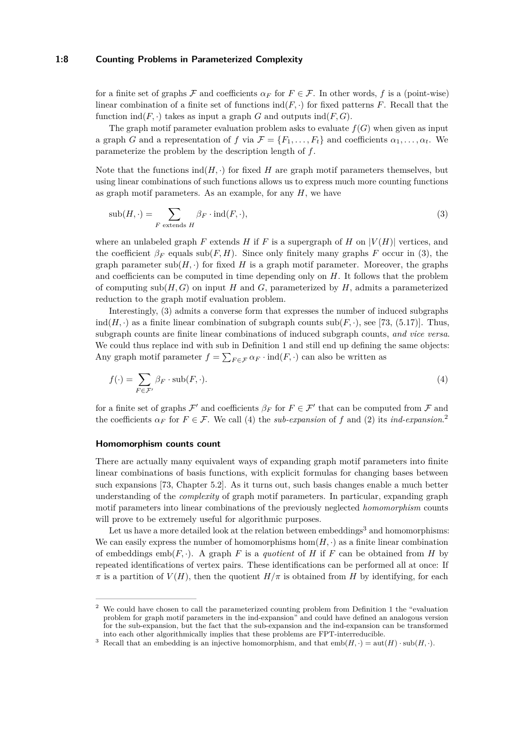for a finite set of graphs $\mathcal{F}$ and coefficients $\alpha_F$ for $F \in \mathcal{F}$. In other words, $f$ is a (point-wise) linear combination of a finite set of functions $\mathrm{ind}(F, \cdot)$ for fixed patterns $F$. Recall that the function $\mathrm{ind}(F, \cdot)$ takes as input a graph $G$ and outputs $\mathrm{ind}(F, G)$.

The graph motif parameter evaluation problem asks to evaluate $f(G)$ when given as input a graph $G$ and a representation of $f$ via $\mathcal{F} = \{F_1, \dots, F_t\}$ and coefficients $\alpha_1, \dots, \alpha_t$. We parameterize the problem by the description length of $f$.

Note that the functions $\mathrm{ind}(H, \cdot)$ for fixed $H$ are graph motif parameters themselves, but using linear combinations of such functions allows us to express much more counting functions as graph motif parameters. As an example, for any $H$, we have

$$\mathrm{sub}(H, \cdot) = \sum_{F \text{ extends } H} \beta_F \cdot \mathrm{ind}(F, \cdot), \tag{3}$$

where an unlabeled graph $F$ extends $H$ if $F$ is a supergraph of $H$ on $|V(H)|$ vertices, and the coefficient $\beta_F$ equals $\mathrm{sub}(F, H)$. Since only finitely many graphs $F$ occur in (3), the graph parameter $\mathrm{sub}(H, \cdot)$ for fixed $H$ is a graph motif parameter. Moreover, the graphs and coefficients can be computed in time depending only on $H$. It follows that the problem of computing $\mathrm{sub}(H, G)$ on input $H$ and $G$, parameterized by $H$, admits a parameterized reduction to the graph motif evaluation problem.

Interestingly, (3) admits a converse form that expresses the number of induced subgraphs $\mathrm{ind}(H, \cdot)$ as a finite linear combination of subgraph counts $\mathrm{sub}(F, \cdot)$, see [73, (5.17)]. Thus, subgraph counts are finite linear combinations of induced subgraph counts, *and vice versa*. We could thus replace ind with sub in Definition 1 and still end up defining the same objects: Any graph motif parameter $f = \sum_{F \in \mathcal{F}} \alpha_F \cdot \mathrm{ind}(F, \cdot)$ can also be written as

$$f(\cdot) = \sum_{F \in \mathcal{F}'} \beta_F \cdot \mathrm{sub}(F, \cdot). \tag{4}$$

for a finite set of graphs $\mathcal{F}'$ and coefficients $\beta_F$ for $F \in \mathcal{F}'$ that can be computed from $\mathcal{F}$ and the coefficients $\alpha_F$ for $F \in \mathcal{F}$. We call (4) the *sub-expansion* of $f$ and (2) its *ind-expansion*.[2]

#### Homomorphism counts count

There are actually many equivalent ways of expanding graph motif parameters into finite linear combinations of basis functions, with explicit formulas for changing bases between such expansions [73, Chapter 5.2]. As it turns out, such basis changes enable a much better understanding of the *complexity* of graph motif parameters. In particular, expanding graph motif parameters into linear combinations of the previously neglected *homomorphism* counts will prove to be extremely useful for algorithmic purposes.

Let us have a more detailed look at the relation between embeddings[3] and homomorphisms: We can easily express the number of homomorphisms $\mathrm{hom}(H, \cdot)$ as a finite linear combination of embeddings $\mathrm{emb}(F, \cdot)$. A graph $F$ is a *quotient* of $H$ if $F$ can be obtained from $H$ by repeated identifications of vertex pairs. These identifications can be performed all at once: If $\pi$ is a partition of $V(H)$, then the quotient $H/\pi$ is obtained from $H$ by identifying, for each

---

[2] We could have chosen to call the parameterized counting problem from Definition 1 the "evaluation problem for graph motif parameters in the ind-expansion" and could have defined an analogous version for the sub-expansion, but the fact that the sub-expansion and the ind-expansion can be transformed into each other algorithmically implies that these problems are FPT-interreducible.

[3] Recall that an embedding is an injective homomorphism, and that $\mathrm{emb}(H, \cdot) = \mathrm{aut}(H) \cdot \mathrm{sub}(H, \cdot)$.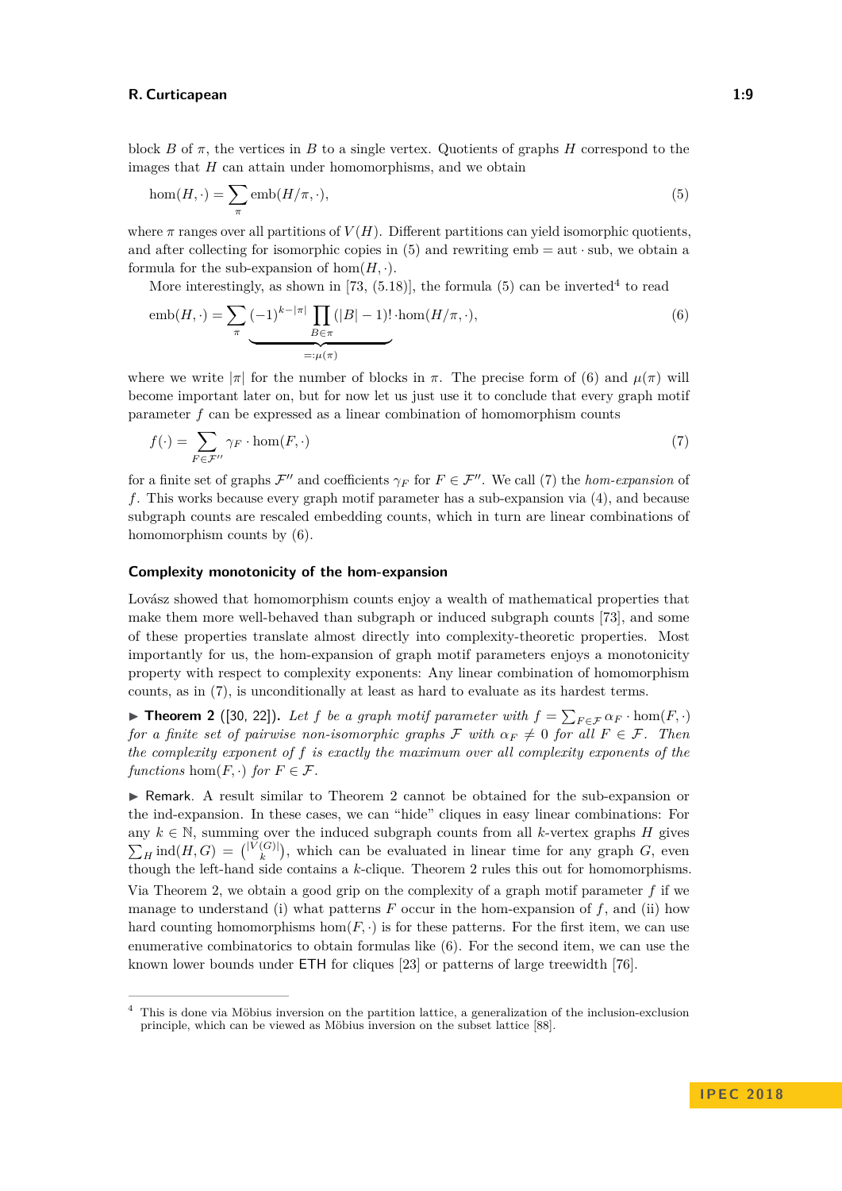block $B$ of $\pi$, the vertices in $B$ to a single vertex. Quotients of graphs $H$ correspond to the images that $H$ can attain under homomorphisms, and we obtain

$$\mathrm{hom}(H,\cdot) = \sum_{\pi} \mathrm{emb}(H/\pi,\cdot), \tag{5}$$

where $\pi$ ranges over all partitions of $V(H)$. Different partitions can yield isomorphic quotients, and after collecting for isomorphic copies in (5) and rewriting $\mathrm{emb} = \mathrm{aut} \cdot \mathrm{sub}$, we obtain a formula for the sub-expansion of $\mathrm{hom}(H,\cdot)$.

More interestingly, as shown in [73, (5.18)], the formula (5) can be inverted[4] to read

$$\mathrm{emb}(H,\cdot) = \sum_{\pi} \underbrace{(-1)^{k-|\pi|} \prod_{B\in\pi} (|B|-1)!}_{=:\mu(\pi)} \cdot \mathrm{hom}(H/\pi,\cdot), \tag{6}$$

where we write $|\pi|$ for the number of blocks in $\pi$. The precise form of (6) and $\mu(\pi)$ will become important later on, but for now let us just use it to conclude that every graph motif parameter $f$ can be expressed as a linear combination of homomorphism counts

$$f(\cdot) = \sum_{F\in\mathcal{F}''} \gamma_F \cdot \mathrm{hom}(F,\cdot) \tag{7}$$

for a finite set of graphs $\mathcal{F}''$ and coefficients $\gamma_F$ for $F \in \mathcal{F}''$. We call (7) the *hom-expansion* of $f$. This works because every graph motif parameter has a sub-expansion via (4), and because subgraph counts are rescaled embedding counts, which in turn are linear combinations of homomorphism counts by (6).

### Complexity monotonicity of the hom-expansion

Lovász showed that homomorphism counts enjoy a wealth of mathematical properties that make them more well-behaved than subgraph or induced subgraph counts [73], and some of these properties translate almost directly into complexity-theoretic properties. Most importantly for us, the hom-expansion of graph motif parameters enjoys a monotonicity property with respect to complexity exponents: Any linear combination of homomorphism counts, as in (7), is unconditionally at least as hard to evaluate as its hardest terms.

▶ **Theorem 2** ([30, 22]). *Let $f$ be a graph motif parameter with $f = \sum_{F\in\mathcal{F}} \alpha_F \cdot \mathrm{hom}(F,\cdot)$ for a finite set of pairwise non-isomorphic graphs $\mathcal{F}$ with $\alpha_F \neq 0$ for all $F \in \mathcal{F}$. Then the complexity exponent of $f$ is exactly the maximum over all complexity exponents of the functions $\mathrm{hom}(F,\cdot)$ for $F \in \mathcal{F}$.*

▶ Remark. A result similar to Theorem 2 cannot be obtained for the sub-expansion or the ind-expansion. In these cases, we can "hide" cliques in easy linear combinations: For any $k \in \mathbb{N}$, summing over the induced subgraph counts from all $k$-vertex graphs $H$ gives $\sum_H \mathrm{ind}(H,G) = \binom{|V(G)|}{k}$, which can be evaluated in linear time for any graph $G$, even though the left-hand side contains a $k$-clique. Theorem 2 rules this out for homomorphisms.

Via Theorem 2, we obtain a good grip on the complexity of a graph motif parameter $f$ if we manage to understand (i) what patterns $F$ occur in the hom-expansion of $f$, and (ii) how hard counting homomorphisms $\mathrm{hom}(F,\cdot)$ is for these patterns. For the first item, we can use enumerative combinatorics to obtain formulas like (6). For the second item, we can use the known lower bounds under ETH for cliques [23] or patterns of large treewidth [76].

---

[4] This is done via Möbius inversion on the partition lattice, a generalization of the inclusion-exclusion principle, which can be viewed as Möbius inversion on the subset lattice [88].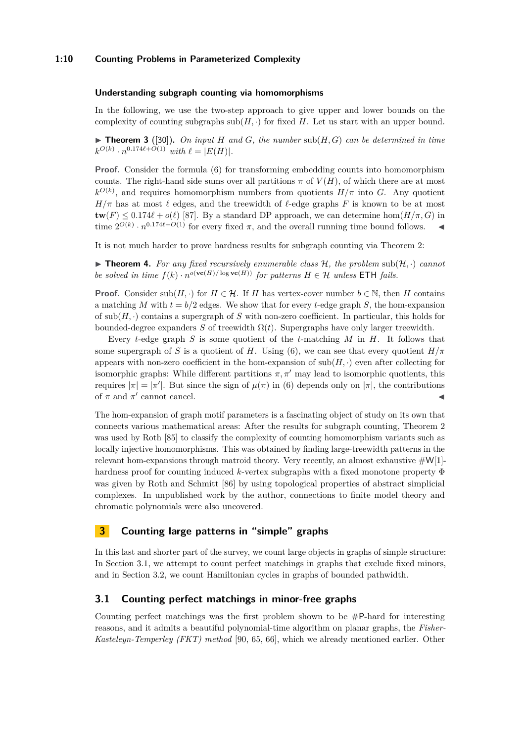### Understanding subgraph counting via homomorphisms

In the following, we use the two-step approach to give upper and lower bounds on the complexity of counting subgraphs $\mathrm{sub}(H, \cdot)$ for fixed $H$. Let us start with an upper bound.

▶ **Theorem 3** ([30])**.** *On input $H$ and $G$, the number $\mathrm{sub}(H,G)$ can be determined in time $k^{O(k)} \cdot n^{0.174\ell+O(1)}$ with $\ell = |E(H)|$.*

**Proof.** Consider the formula (6) for transforming embedding counts into homomorphism counts. The right-hand side sums over all partitions $\pi$ of $V(H)$, of which there are at most $k^{O(k)}$, and requires homomorphism numbers from quotients $H/\pi$ into $G$. Any quotient $H/\pi$ has at most $\ell$ edges, and the treewidth of $\ell$-edge graphs $F$ is known to be at most $\mathbf{tw}(F) \leq 0.174\ell + o(\ell)$ [87]. By a standard DP approach, we can determine $\hom(H/\pi, G)$ in time $2^{O(k)} \cdot n^{0.174\ell+O(1)}$ for every fixed $\pi$, and the overall running time bound follows. ◀

It is not much harder to prove hardness results for subgraph counting via Theorem 2:

▶ **Theorem 4.** *For any fixed recursively enumerable class $\mathcal{H}$, the problem $\mathrm{sub}(\mathcal{H}, \cdot)$ cannot be solved in time $f(k) \cdot n^{o(\mathbf{vc}(H)/\log \mathbf{vc}(H))}$ for patterns $H \in \mathcal{H}$ unless ETH fails.*

**Proof.** Consider $\mathrm{sub}(H, \cdot)$ for $H \in \mathcal{H}$. If $H$ has vertex-cover number $b \in \mathbb{N}$, then $H$ contains a matching $M$ with $t = b/2$ edges. We show that for every $t$-edge graph $S$, the hom-expansion of $\mathrm{sub}(H, \cdot)$ contains a supergraph of $S$ with non-zero coefficient. In particular, this holds for bounded-degree expanders $S$ of treewidth $\Omega(t)$. Supergraphs have only larger treewidth.

Every $t$-edge graph $S$ is some quotient of the $t$-matching $M$ in $H$. It follows that some supergraph of $S$ is a quotient of $H$. Using (6), we can see that every quotient $H/\pi$ appears with non-zero coefficient in the hom-expansion of $\mathrm{sub}(H, \cdot)$ even after collecting for isomorphic graphs: While different partitions $\pi, \pi'$ may lead to isomorphic quotients, this requires $|\pi| = |\pi'|$. But since the sign of $\mu(\pi)$ in (6) depends only on $|\pi|$, the contributions of $\pi$ and $\pi'$ cannot cancel. ◀

The hom-expansion of graph motif parameters is a fascinating object of study on its own that connects various mathematical areas: After the results for subgraph counting, Theorem 2 was used by Roth [85] to classify the complexity of counting homomorphism variants such as locally injective homomorphisms. This was obtained by finding large-treewidth patterns in the relevant hom-expansions through matroid theory. Very recently, an almost exhaustive #W[1]-hardness proof for counting induced $k$-vertex subgraphs with a fixed monotone property $\Phi$ was given by Roth and Schmitt [86] by using topological properties of abstract simplicial complexes. In unpublished work by the author, connections to finite model theory and chromatic polynomials were also uncovered.

## 3 Counting large patterns in “simple” graphs

In this last and shorter part of the survey, we count large objects in graphs of simple structure: In Section 3.1, we attempt to count perfect matchings in graphs that exclude fixed minors, and in Section 3.2, we count Hamiltonian cycles in graphs of bounded pathwidth.

### 3.1 Counting perfect matchings in minor-free graphs

Counting perfect matchings was the first problem shown to be #P-hard for interesting reasons, and it admits a beautiful polynomial-time algorithm on planar graphs, the *Fisher-Kasteleyn-Temperley (FKT) method* [90, 65, 66], which we already mentioned earlier. Other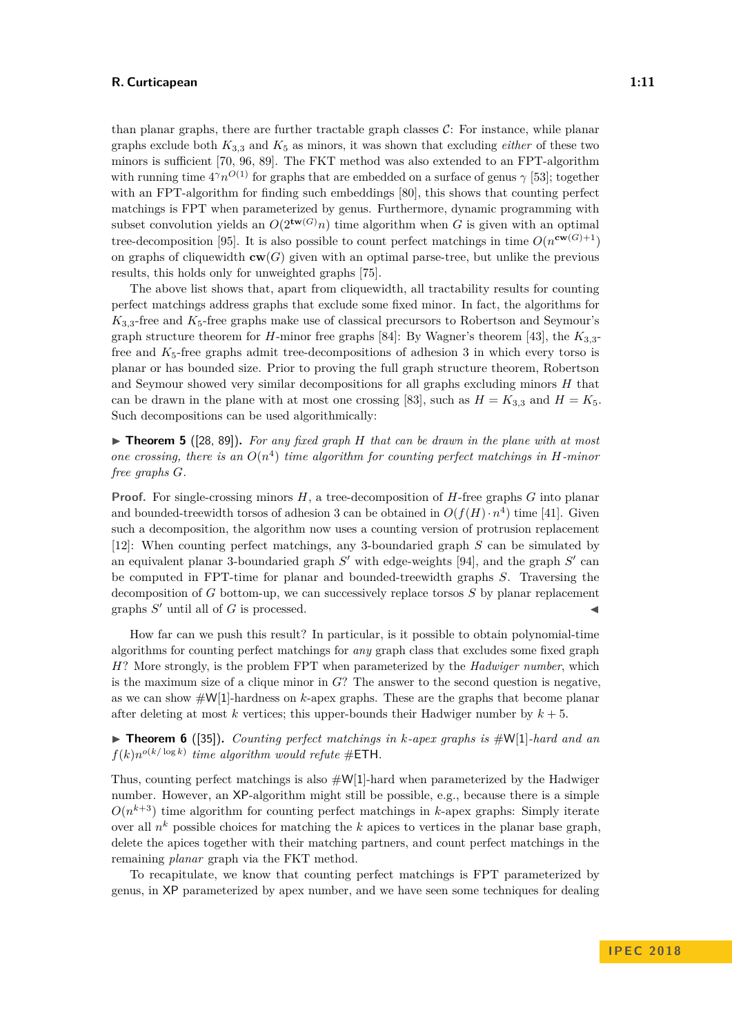than planar graphs, there are further tractable graph classes $\mathcal{C}$: For instance, while planar graphs exclude both $K_{3,3}$ and $K_5$ as minors, it was shown that excluding *either* of these two minors is sufficient [70, 96, 89]. The FKT method was also extended to an FPT-algorithm with running time $4^{\gamma}n^{O(1)}$ for graphs that are embedded on a surface of genus $\gamma$ [53]; together with an FPT-algorithm for finding such embeddings [80], this shows that counting perfect matchings is FPT when parameterized by genus. Furthermore, dynamic programming with subset convolution yields an $O(2^{\mathbf{tw}(G)}n)$ time algorithm when $G$ is given with an optimal tree-decomposition [95]. It is also possible to count perfect matchings in time $O(n^{\mathbf{cw}(G)+1})$ on graphs of cliquewidth $\mathbf{cw}(G)$ given with an optimal parse-tree, but unlike the previous results, this holds only for unweighted graphs [75].

The above list shows that, apart from cliquewidth, all tractability results for counting perfect matchings address graphs that exclude some fixed minor. In fact, the algorithms for $K_{3,3}$-free and $K_5$-free graphs make use of classical precursors to Robertson and Seymour's graph structure theorem for $H$-minor free graphs [84]: By Wagner's theorem [43], the $K_{3,3}$-free and $K_5$-free graphs admit tree-decompositions of adhesion 3 in which every torso is planar or has bounded size. Prior to proving the full graph structure theorem, Robertson and Seymour showed very similar decompositions for all graphs excluding minors $H$ that can be drawn in the plane with at most one crossing [83], such as $H = K_{3,3}$ and $H = K_5$. Such decompositions can be used algorithmically:

▶ **Theorem 5** ([28, 89]). *For any fixed graph $H$ that can be drawn in the plane with at most one crossing, there is an $O(n^4)$ time algorithm for counting perfect matchings in $H$-minor free graphs $G$.*

**Proof.** For single-crossing minors $H$, a tree-decomposition of $H$-free graphs $G$ into planar and bounded-treewidth torsos of adhesion 3 can be obtained in $O(f(H) \cdot n^4)$ time [41]. Given such a decomposition, the algorithm now uses a counting version of protrusion replacement [12]: When counting perfect matchings, any 3-boundaried graph $S$ can be simulated by an equivalent planar 3-boundaried graph $S'$ with edge-weights [94], and the graph $S'$ can be computed in FPT-time for planar and bounded-treewidth graphs $S$. Traversing the decomposition of $G$ bottom-up, we can successively replace torsos $S$ by planar replacement graphs $S'$ until all of $G$ is processed. ◀

How far can we push this result? In particular, is it possible to obtain polynomial-time algorithms for counting perfect matchings for *any* graph class that excludes some fixed graph $H$? More strongly, is the problem FPT when parameterized by the *Hadwiger number*, which is the maximum size of a clique minor in $G$? The answer to the second question is negative, as we can show #W[1]-hardness on $k$-apex graphs. These are the graphs that become planar after deleting at most $k$ vertices; this upper-bounds their Hadwiger number by $k + 5$.

▶ **Theorem 6** ([35]). *Counting perfect matchings in $k$-apex graphs is #W[1]-hard and an $f(k)n^{o(k/\log k)}$ time algorithm would refute #ETH.*

Thus, counting perfect matchings is also #W[1]-hard when parameterized by the Hadwiger number. However, an XP-algorithm might still be possible, e.g., because there is a simple $O(n^{k+3})$ time algorithm for counting perfect matchings in $k$-apex graphs: Simply iterate over all $n^k$ possible choices for matching the $k$ apices to vertices in the planar base graph, delete the apices together with their matching partners, and count perfect matchings in the remaining *planar* graph via the FKT method.

To recapitulate, we know that counting perfect matchings is FPT parameterized by genus, in XP parameterized by apex number, and we have seen some techniques for dealing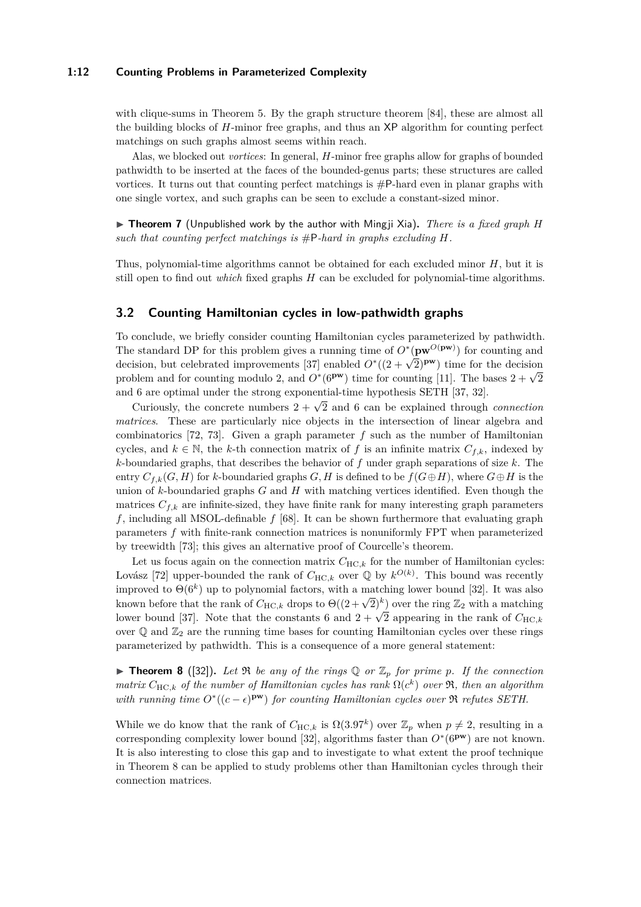with clique-sums in Theorem 5. By the graph structure theorem [84], these are almost all the building blocks of $H$-minor free graphs, and thus an XP algorithm for counting perfect matchings on such graphs almost seems within reach.

Alas, we blocked out *vortices*: In general, $H$-minor free graphs allow for graphs of bounded pathwidth to be inserted at the faces of the bounded-genus parts; these structures are called vortices. It turns out that counting perfect matchings is #P-hard even in planar graphs with one single vortex, and such graphs can be seen to exclude a constant-sized minor.

▶ **Theorem 7** (Unpublished work by the author with Mingji Xia). *There is a fixed graph $H$ such that counting perfect matchings is #P-hard in graphs excluding $H$.*

Thus, polynomial-time algorithms cannot be obtained for each excluded minor $H$, but it is still open to find out *which* fixed graphs $H$ can be excluded for polynomial-time algorithms.

## 3.2 Counting Hamiltonian cycles in low-pathwidth graphs

To conclude, we briefly consider counting Hamiltonian cycles parameterized by pathwidth. The standard DP for this problem gives a running time of $O^*(\mathbf{pw}^{O(\mathbf{pw})})$ for counting and decision, but celebrated improvements [37] enabled $O^*((2+\sqrt{2})^{\mathbf{pw}})$ time for the decision problem and for counting modulo 2, and $O^*(6^{\mathbf{pw}})$ time for counting [11]. The bases $2+\sqrt{2}$ and 6 are optimal under the strong exponential-time hypothesis SETH [37, 32].

Curiously, the concrete numbers $2+\sqrt{2}$ and 6 can be explained through *connection matrices*. These are particularly nice objects in the intersection of linear algebra and combinatorics [72, 73]. Given a graph parameter $f$ such as the number of Hamiltonian cycles, and $k \in \mathbb{N}$, the $k$-th connection matrix of $f$ is an infinite matrix $C_{f,k}$, indexed by $k$-boundaried graphs, that describes the behavior of $f$ under graph separations of size $k$. The entry $C_{f,k}(G,H)$ for $k$-boundaried graphs $G, H$ is defined to be $f(G \oplus H)$, where $G \oplus H$ is the union of $k$-boundaried graphs $G$ and $H$ with matching vertices identified. Even though the matrices $C_{f,k}$ are infinite-sized, they have finite rank for many interesting graph parameters $f$, including all MSOL-definable $f$ [68]. It can be shown furthermore that evaluating graph parameters $f$ with finite-rank connection matrices is nonuniformly FPT when parameterized by treewidth [73]; this gives an alternative proof of Courcelle's theorem.

Let us focus again on the connection matrix $C_{\mathrm{HC},k}$ for the number of Hamiltonian cycles: Lovász [72] upper-bounded the rank of $C_{\mathrm{HC},k}$ over $\mathbb{Q}$ by $k^{O(k)}$. This bound was recently improved to $\Theta(6^k)$ up to polynomial factors, with a matching lower bound [32]. It was also known before that the rank of $C_{\mathrm{HC},k}$ drops to $\Theta((2+\sqrt{2})^k)$ over the ring $\mathbb{Z}_2$ with a matching lower bound [37]. Note that the constants 6 and $2+\sqrt{2}$ appearing in the rank of $C_{\mathrm{HC},k}$ over $\mathbb{Q}$ and $\mathbb{Z}_2$ are the running time bases for counting Hamiltonian cycles over these rings parameterized by pathwidth. This is a consequence of a more general statement:

▶ **Theorem 8** ([32]). *Let $\mathfrak{R}$ be any of the rings $\mathbb{Q}$ or $\mathbb{Z}_p$ for prime $p$. If the connection matrix $C_{\mathrm{HC},k}$ of the number of Hamiltonian cycles has rank $\Omega(c^k)$ over $\mathfrak{R}$, then an algorithm with running time $O^*((c-\epsilon)^{\mathbf{pw}})$ for counting Hamiltonian cycles over $\mathfrak{R}$ refutes SETH.*

While we do know that the rank of $C_{\mathrm{HC},k}$ is $\Omega(3.97^k)$ over $\mathbb{Z}_p$ when $p \neq 2$, resulting in a corresponding complexity lower bound [32], algorithms faster than $O^*(6^{\mathbf{pw}})$ are not known. It is also interesting to close this gap and to investigate to what extent the proof technique in Theorem 8 can be applied to study problems other than Hamiltonian cycles through their connection matrices.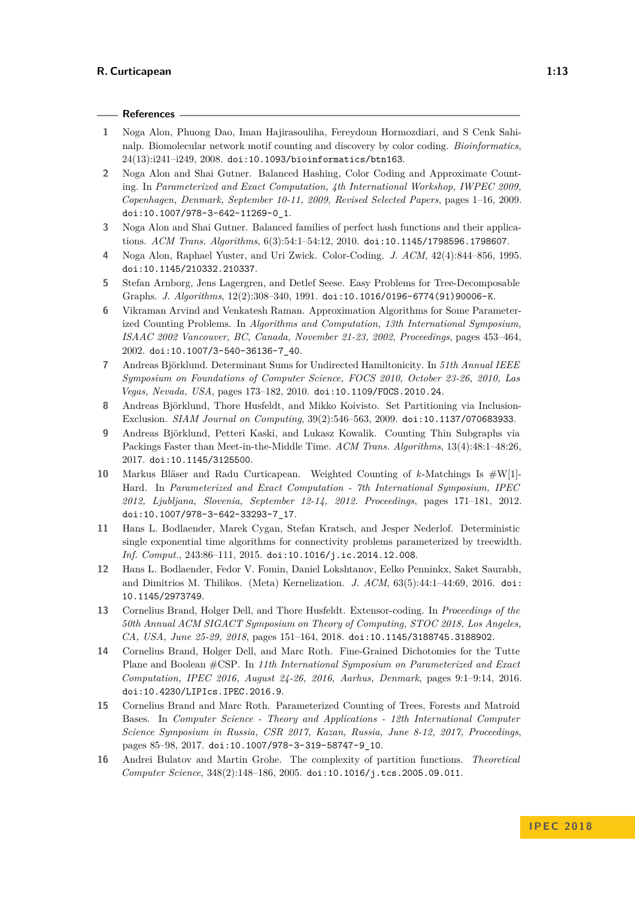## References

1. Noga Alon, Phuong Dao, Iman Hajirasouliha, Fereydoun Hormozdiari, and S Cenk Sahinalp. Biomolecular network motif counting and discovery by color coding. *Bioinformatics*, 24(13):i241–i249, 2008. doi:10.1093/bioinformatics/btn163.
2. Noga Alon and Shai Gutner. Balanced Hashing, Color Coding and Approximate Counting. In *Parameterized and Exact Computation, 4th International Workshop, IWPEC 2009, Copenhagen, Denmark, September 10-11, 2009, Revised Selected Papers*, pages 1–16, 2009. doi:10.1007/978-3-642-11269-0_1.
3. Noga Alon and Shai Gutner. Balanced families of perfect hash functions and their applications. *ACM Trans. Algorithms*, 6(3):54:1–54:12, 2010. doi:10.1145/1798596.1798607.
4. Noga Alon, Raphael Yuster, and Uri Zwick. Color-Coding. *J. ACM*, 42(4):844–856, 1995. doi:10.1145/210332.210337.
5. Stefan Arnborg, Jens Lagergren, and Detlef Seese. Easy Problems for Tree-Decomposable Graphs. *J. Algorithms*, 12(2):308–340, 1991. doi:10.1016/0196-6774(91)90006-K.
6. Vikraman Arvind and Venkatesh Raman. Approximation Algorithms for Some Parameterized Counting Problems. In *Algorithms and Computation, 13th International Symposium, ISAAC 2002 Vancouver, BC, Canada, November 21-23, 2002, Proceedings*, pages 453–464, 2002. doi:10.1007/3-540-36136-7_40.
7. Andreas Björklund. Determinant Sums for Undirected Hamiltonicity. In *51th Annual IEEE Symposium on Foundations of Computer Science, FOCS 2010, October 23-26, 2010, Las Vegas, Nevada, USA*, pages 173–182, 2010. doi:10.1109/FOCS.2010.24.
8. Andreas Björklund, Thore Husfeldt, and Mikko Koivisto. Set Partitioning via Inclusion-Exclusion. *SIAM Journal on Computing*, 39(2):546–563, 2009. doi:10.1137/070683933.
9. Andreas Björklund, Petteri Kaski, and Lukasz Kowalik. Counting Thin Subgraphs via Packings Faster than Meet-in-the-Middle Time. *ACM Trans. Algorithms*, 13(4):48:1–48:26, 2017. doi:10.1145/3125500.
10. Markus Bläser and Radu Curticapean. Weighted Counting of $k$-Matchings Is #W[1]-Hard. In *Parameterized and Exact Computation - 7th International Symposium, IPEC 2012, Ljubljana, Slovenia, September 12-14, 2012. Proceedings*, pages 171–181, 2012. doi:10.1007/978-3-642-33293-7_17.
11. Hans L. Bodlaender, Marek Cygan, Stefan Kratsch, and Jesper Nederlof. Deterministic single exponential time algorithms for connectivity problems parameterized by treewidth. *Inf. Comput.*, 243:86–111, 2015. doi:10.1016/j.ic.2014.12.008.
12. Hans L. Bodlaender, Fedor V. Fomin, Daniel Lokshtanov, Eelko Penninkx, Saket Saurabh, and Dimitrios M. Thilikos. (Meta) Kernelization. *J. ACM*, 63(5):44:1–44:69, 2016. doi:10.1145/2973749.
13. Cornelius Brand, Holger Dell, and Thore Husfeldt. Extensor-coding. In *Proceedings of the 50th Annual ACM SIGACT Symposium on Theory of Computing, STOC 2018, Los Angeles, CA, USA, June 25-29, 2018*, pages 151–164, 2018. doi:10.1145/3188745.3188902.
14. Cornelius Brand, Holger Dell, and Marc Roth. Fine-Grained Dichotomies for the Tutte Plane and Boolean #CSP. In *11th International Symposium on Parameterized and Exact Computation, IPEC 2016, August 24-26, 2016, Aarhus, Denmark*, pages 9:1–9:14, 2016. doi:10.4230/LIPIcs.IPEC.2016.9.
15. Cornelius Brand and Marc Roth. Parameterized Counting of Trees, Forests and Matroid Bases. In *Computer Science - Theory and Applications - 12th International Computer Science Symposium in Russia, CSR 2017, Kazan, Russia, June 8-12, 2017, Proceedings*, pages 85–98, 2017. doi:10.1007/978-3-319-58747-9_10.
16. Andrei Bulatov and Martin Grohe. The complexity of partition functions. *Theoretical Computer Science*, 348(2):148–186, 2005. doi:10.1016/j.tcs.2005.09.011.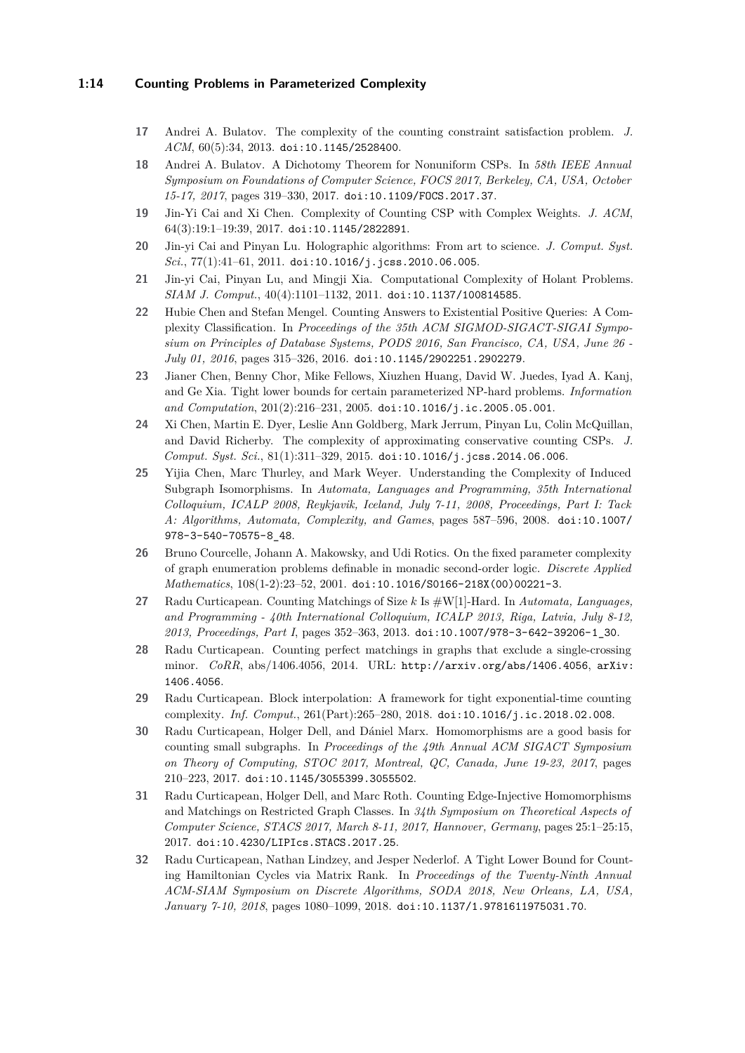17 Andrei A. Bulatov. The complexity of the counting constraint satisfaction problem. *J. ACM*, 60(5):34, 2013. doi:10.1145/2528400.

18 Andrei A. Bulatov. A Dichotomy Theorem for Nonuniform CSPs. In *58th IEEE Annual Symposium on Foundations of Computer Science, FOCS 2017, Berkeley, CA, USA, October 15-17, 2017*, pages 319–330, 2017. doi:10.1109/FOCS.2017.37.

19 Jin-Yi Cai and Xi Chen. Complexity of Counting CSP with Complex Weights. *J. ACM*, 64(3):19:1–19:39, 2017. doi:10.1145/2822891.

20 Jin-yi Cai and Pinyan Lu. Holographic algorithms: From art to science. *J. Comput. Syst. Sci.*, 77(1):41–61, 2011. doi:10.1016/j.jcss.2010.06.005.

21 Jin-yi Cai, Pinyan Lu, and Mingji Xia. Computational Complexity of Holant Problems. *SIAM J. Comput.*, 40(4):1101–1132, 2011. doi:10.1137/100814585.

22 Hubie Chen and Stefan Mengel. Counting Answers to Existential Positive Queries: A Complexity Classification. In *Proceedings of the 35th ACM SIGMOD-SIGACT-SIGAI Symposium on Principles of Database Systems, PODS 2016, San Francisco, CA, USA, June 26 - July 01, 2016*, pages 315–326, 2016. doi:10.1145/2902251.2902279.

23 Jianer Chen, Benny Chor, Mike Fellows, Xiuzhen Huang, David W. Juedes, Iyad A. Kanj, and Ge Xia. Tight lower bounds for certain parameterized NP-hard problems. *Information and Computation*, 201(2):216–231, 2005. doi:10.1016/j.ic.2005.05.001.

24 Xi Chen, Martin E. Dyer, Leslie Ann Goldberg, Mark Jerrum, Pinyan Lu, Colin McQuillan, and David Richerby. The complexity of approximating conservative counting CSPs. *J. Comput. Syst. Sci.*, 81(1):311–329, 2015. doi:10.1016/j.jcss.2014.06.006.

25 Yijia Chen, Marc Thurley, and Mark Weyer. Understanding the Complexity of Induced Subgraph Isomorphisms. In *Automata, Languages and Programming, 35th International Colloquium, ICALP 2008, Reykjavik, Iceland, July 7-11, 2008, Proceedings, Part I: Tack A: Algorithms, Automata, Complexity, and Games*, pages 587–596, 2008. doi:10.1007/978-3-540-70575-8_48.

26 Bruno Courcelle, Johann A. Makowsky, and Udi Rotics. On the fixed parameter complexity of graph enumeration problems definable in monadic second-order logic. *Discrete Applied Mathematics*, 108(1-2):23–52, 2001. doi:10.1016/S0166-218X(00)00221-3.

27 Radu Curticapean. Counting Matchings of Size $k$ Is #W[1]-Hard. In *Automata, Languages, and Programming - 40th International Colloquium, ICALP 2013, Riga, Latvia, July 8-12, 2013, Proceedings, Part I*, pages 352–363, 2013. doi:10.1007/978-3-642-39206-1_30.

28 Radu Curticapean. Counting perfect matchings in graphs that exclude a single-crossing minor. *CoRR*, abs/1406.4056, 2014. URL: http://arxiv.org/abs/1406.4056, arXiv:1406.4056.

29 Radu Curticapean. Block interpolation: A framework for tight exponential-time counting complexity. *Inf. Comput.*, 261(Part):265–280, 2018. doi:10.1016/j.ic.2018.02.008.

30 Radu Curticapean, Holger Dell, and Dániel Marx. Homomorphisms are a good basis for counting small subgraphs. In *Proceedings of the 49th Annual ACM SIGACT Symposium on Theory of Computing, STOC 2017, Montreal, QC, Canada, June 19-23, 2017*, pages 210–223, 2017. doi:10.1145/3055399.3055502.

31 Radu Curticapean, Holger Dell, and Marc Roth. Counting Edge-Injective Homomorphisms and Matchings on Restricted Graph Classes. In *34th Symposium on Theoretical Aspects of Computer Science, STACS 2017, March 8-11, 2017, Hannover, Germany*, pages 25:1–25:15, 2017. doi:10.4230/LIPIcs.STACS.2017.25.

32 Radu Curticapean, Nathan Lindzey, and Jesper Nederlof. A Tight Lower Bound for Counting Hamiltonian Cycles via Matrix Rank. In *Proceedings of the Twenty-Ninth Annual ACM-SIAM Symposium on Discrete Algorithms, SODA 2018, New Orleans, LA, USA, January 7-10, 2018*, pages 1080–1099, 2018. doi:10.1137/1.9781611975031.70.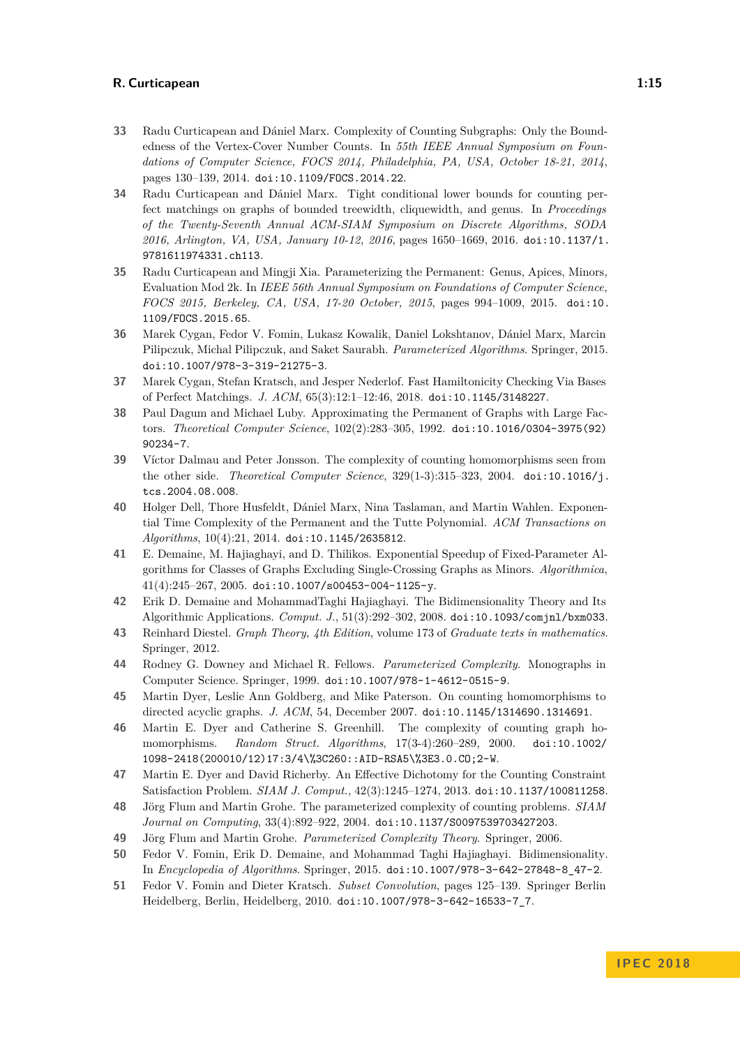33 Radu Curticapean and Dániel Marx. Complexity of Counting Subgraphs: Only the Boundedness of the Vertex-Cover Number Counts. In *55th IEEE Annual Symposium on Foundations of Computer Science, FOCS 2014, Philadelphia, PA, USA, October 18-21, 2014*, pages 130–139, 2014. doi:10.1109/FOCS.2014.22.

34 Radu Curticapean and Dániel Marx. Tight conditional lower bounds for counting perfect matchings on graphs of bounded treewidth, cliquewidth, and genus. In *Proceedings of the Twenty-Seventh Annual ACM-SIAM Symposium on Discrete Algorithms, SODA 2016, Arlington, VA, USA, January 10-12, 2016*, pages 1650–1669, 2016. doi:10.1137/1.9781611974331.ch113.

35 Radu Curticapean and Mingji Xia. Parameterizing the Permanent: Genus, Apices, Minors, Evaluation Mod 2k. In *IEEE 56th Annual Symposium on Foundations of Computer Science, FOCS 2015, Berkeley, CA, USA, 17-20 October, 2015*, pages 994–1009, 2015. doi:10.1109/FOCS.2015.65.

36 Marek Cygan, Fedor V. Fomin, Lukasz Kowalik, Daniel Lokshtanov, Dániel Marx, Marcin Pilipczuk, Michal Pilipczuk, and Saket Saurabh. *Parameterized Algorithms*. Springer, 2015. doi:10.1007/978-3-319-21275-3.

37 Marek Cygan, Stefan Kratsch, and Jesper Nederlof. Fast Hamiltonicity Checking Via Bases of Perfect Matchings. *J. ACM*, 65(3):12:1–12:46, 2018. doi:10.1145/3148227.

38 Paul Dagum and Michael Luby. Approximating the Permanent of Graphs with Large Factors. *Theoretical Computer Science*, 102(2):283–305, 1992. doi:10.1016/0304-3975(92)90234-7.

39 Víctor Dalmau and Peter Jonsson. The complexity of counting homomorphisms seen from the other side. *Theoretical Computer Science*, 329(1-3):315–323, 2004. doi:10.1016/j.tcs.2004.08.008.

40 Holger Dell, Thore Husfeldt, Dániel Marx, Nina Taslaman, and Martin Wahlen. Exponential Time Complexity of the Permanent and the Tutte Polynomial. *ACM Transactions on Algorithms*, 10(4):21, 2014. doi:10.1145/2635812.

41 E. Demaine, M. Hajiaghayi, and D. Thilikos. Exponential Speedup of Fixed-Parameter Algorithms for Classes of Graphs Excluding Single-Crossing Graphs as Minors. *Algorithmica*, 41(4):245–267, 2005. doi:10.1007/s00453-004-1125-y.

42 Erik D. Demaine and MohammadTaghi Hajiaghayi. The Bidimensionality Theory and Its Algorithmic Applications. *Comput. J.*, 51(3):292–302, 2008. doi:10.1093/comjnl/bxm033.

43 Reinhard Diestel. *Graph Theory, 4th Edition*, volume 173 of *Graduate texts in mathematics*. Springer, 2012.

44 Rodney G. Downey and Michael R. Fellows. *Parameterized Complexity*. Monographs in Computer Science. Springer, 1999. doi:10.1007/978-1-4612-0515-9.

45 Martin Dyer, Leslie Ann Goldberg, and Mike Paterson. On counting homomorphisms to directed acyclic graphs. *J. ACM*, 54, December 2007. doi:10.1145/1314690.1314691.

46 Martin E. Dyer and Catherine S. Greenhill. The complexity of counting graph homomorphisms. *Random Struct. Algorithms*, 17(3-4):260–289, 2000. doi:10.1002/1098-2418(200010/12)17:3/4\%3C260::AID-RSA5\%3E3.0.CO;2-W.

47 Martin E. Dyer and David Richerby. An Effective Dichotomy for the Counting Constraint Satisfaction Problem. *SIAM J. Comput.*, 42(3):1245–1274, 2013. doi:10.1137/100811258.

48 Jörg Flum and Martin Grohe. The parameterized complexity of counting problems. *SIAM Journal on Computing*, 33(4):892–922, 2004. doi:10.1137/S0097539703427203.

49 Jörg Flum and Martin Grohe. *Parameterized Complexity Theory*. Springer, 2006.

50 Fedor V. Fomin, Erik D. Demaine, and Mohammad Taghi Hajiaghayi. Bidimensionality. In *Encyclopedia of Algorithms*. Springer, 2015. doi:10.1007/978-3-642-27848-8_47-2.

51 Fedor V. Fomin and Dieter Kratsch. *Subset Convolution*, pages 125–139. Springer Berlin Heidelberg, Berlin, Heidelberg, 2010. doi:10.1007/978-3-642-16533-7_7.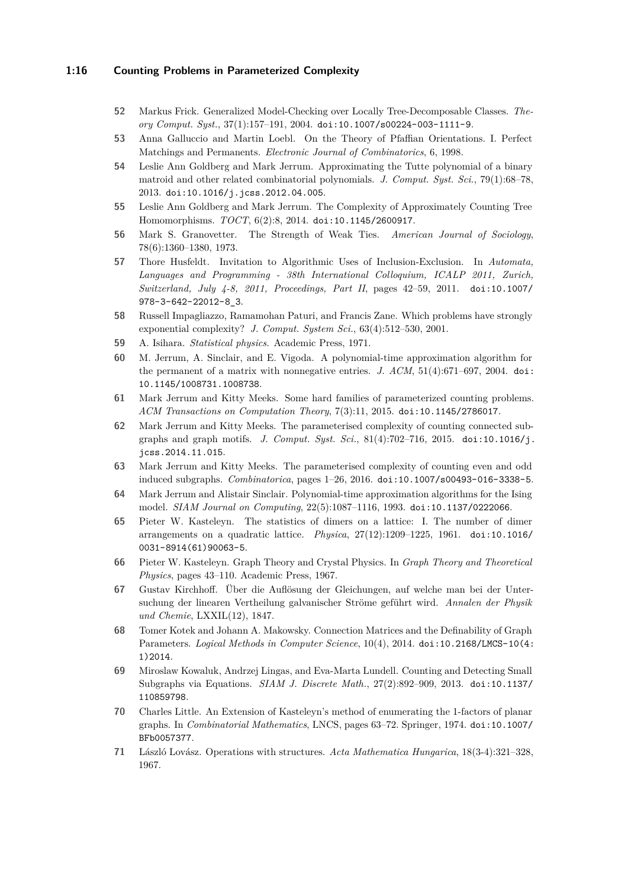52 Markus Frick. Generalized Model-Checking over Locally Tree-Decomposable Classes. *Theory Comput. Syst.*, 37(1):157–191, 2004. doi:10.1007/s00224-003-1111-9.

53 Anna Galluccio and Martin Loebl. On the Theory of Pfaffian Orientations. I. Perfect Matchings and Permanents. *Electronic Journal of Combinatorics*, 6, 1998.

54 Leslie Ann Goldberg and Mark Jerrum. Approximating the Tutte polynomial of a binary matroid and other related combinatorial polynomials. *J. Comput. Syst. Sci.*, 79(1):68–78, 2013. doi:10.1016/j.jcss.2012.04.005.

55 Leslie Ann Goldberg and Mark Jerrum. The Complexity of Approximately Counting Tree Homomorphisms. *TOCT*, 6(2):8, 2014. doi:10.1145/2600917.

56 Mark S. Granovetter. The Strength of Weak Ties. *American Journal of Sociology*, 78(6):1360–1380, 1973.

57 Thore Husfeldt. Invitation to Algorithmic Uses of Inclusion-Exclusion. In *Automata, Languages and Programming - 38th International Colloquium, ICALP 2011, Zurich, Switzerland, July 4-8, 2011, Proceedings, Part II*, pages 42–59, 2011. doi:10.1007/978-3-642-22012-8_3.

58 Russell Impagliazzo, Ramamohan Paturi, and Francis Zane. Which problems have strongly exponential complexity? *J. Comput. System Sci.*, 63(4):512–530, 2001.

59 A. Isihara. *Statistical physics*. Academic Press, 1971.

60 M. Jerrum, A. Sinclair, and E. Vigoda. A polynomial-time approximation algorithm for the permanent of a matrix with nonnegative entries. *J. ACM*, 51(4):671–697, 2004. doi:10.1145/1008731.1008738.

61 Mark Jerrum and Kitty Meeks. Some hard families of parameterized counting problems. *ACM Transactions on Computation Theory*, 7(3):11, 2015. doi:10.1145/2786017.

62 Mark Jerrum and Kitty Meeks. The parameterised complexity of counting connected subgraphs and graph motifs. *J. Comput. Syst. Sci.*, 81(4):702–716, 2015. doi:10.1016/j.jcss.2014.11.015.

63 Mark Jerrum and Kitty Meeks. The parameterised complexity of counting even and odd induced subgraphs. *Combinatorica*, pages 1–26, 2016. doi:10.1007/s00493-016-3338-5.

64 Mark Jerrum and Alistair Sinclair. Polynomial-time approximation algorithms for the Ising model. *SIAM Journal on Computing*, 22(5):1087–1116, 1993. doi:10.1137/0222066.

65 Pieter W. Kasteleyn. The statistics of dimers on a lattice: I. The number of dimer arrangements on a quadratic lattice. *Physica*, 27(12):1209–1225, 1961. doi:10.1016/0031-8914(61)90063-5.

66 Pieter W. Kasteleyn. Graph Theory and Crystal Physics. In *Graph Theory and Theoretical Physics*, pages 43–110. Academic Press, 1967.

67 Gustav Kirchhoff. Über die Auflösung der Gleichungen, auf welche man bei der Untersuchung der linearen Vertheilung galvanischer Ströme geführt wird. *Annalen der Physik und Chemie*, LXXIL(12), 1847.

68 Tomer Kotek and Johann A. Makowsky. Connection Matrices and the Definability of Graph Parameters. *Logical Methods in Computer Science*, 10(4), 2014. doi:10.2168/LMCS-10(4:1)2014.

69 Miroslaw Kowaluk, Andrzej Lingas, and Eva-Marta Lundell. Counting and Detecting Small Subgraphs via Equations. *SIAM J. Discrete Math.*, 27(2):892–909, 2013. doi:10.1137/110859798.

70 Charles Little. An Extension of Kasteleyn's method of enumerating the 1-factors of planar graphs. In *Combinatorial Mathematics*, LNCS, pages 63–72. Springer, 1974. doi:10.1007/BFb0057377.

71 László Lovász. Operations with structures. *Acta Mathematica Hungarica*, 18(3-4):321–328, 1967.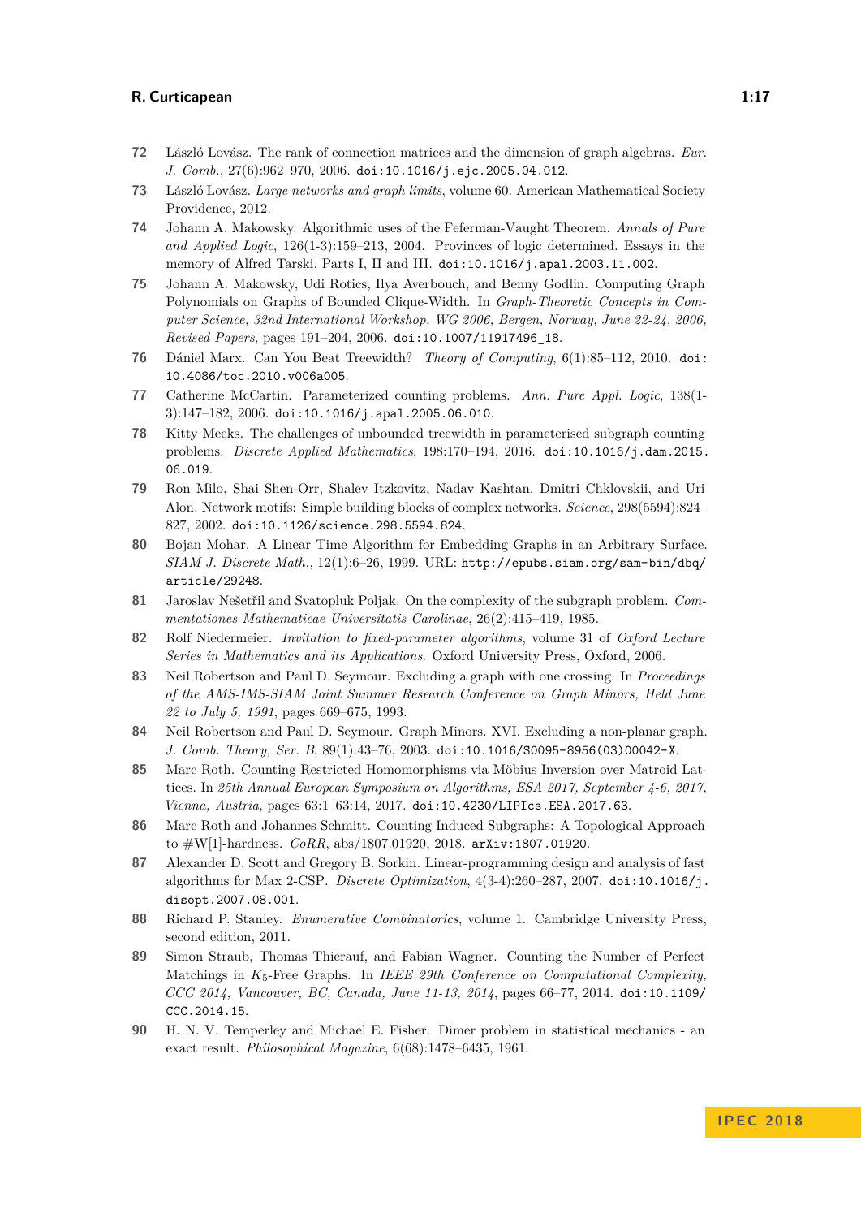72 László Lovász. The rank of connection matrices and the dimension of graph algebras. *Eur. J. Comb.*, 27(6):962–970, 2006. doi:10.1016/j.ejc.2005.04.012.

73 László Lovász. *Large networks and graph limits*, volume 60. American Mathematical Society Providence, 2012.

74 Johann A. Makowsky. Algorithmic uses of the Feferman-Vaught Theorem. *Annals of Pure and Applied Logic*, 126(1-3):159–213, 2004. Provinces of logic determined. Essays in the memory of Alfred Tarski. Parts I, II and III. doi:10.1016/j.apal.2003.11.002.

75 Johann A. Makowsky, Udi Rotics, Ilya Averbouch, and Benny Godlin. Computing Graph Polynomials on Graphs of Bounded Clique-Width. In *Graph-Theoretic Concepts in Computer Science, 32nd International Workshop, WG 2006, Bergen, Norway, June 22-24, 2006, Revised Papers*, pages 191–204, 2006. doi:10.1007/11917496_18.

76 Dániel Marx. Can You Beat Treewidth? *Theory of Computing*, 6(1):85–112, 2010. doi:10.4086/toc.2010.v006a005.

77 Catherine McCartin. Parameterized counting problems. *Ann. Pure Appl. Logic*, 138(1-3):147–182, 2006. doi:10.1016/j.apal.2005.06.010.

78 Kitty Meeks. The challenges of unbounded treewidth in parameterised subgraph counting problems. *Discrete Applied Mathematics*, 198:170–194, 2016. doi:10.1016/j.dam.2015.06.019.

79 Ron Milo, Shai Shen-Orr, Shalev Itzkovitz, Nadav Kashtan, Dmitri Chklovskii, and Uri Alon. Network motifs: Simple building blocks of complex networks. *Science*, 298(5594):824–827, 2002. doi:10.1126/science.298.5594.824.

80 Bojan Mohar. A Linear Time Algorithm for Embedding Graphs in an Arbitrary Surface. *SIAM J. Discrete Math.*, 12(1):6–26, 1999. URL: http://epubs.siam.org/sam-bin/dbq/article/29248.

81 Jaroslav Nešetřil and Svatopluk Poljak. On the complexity of the subgraph problem. *Commentationes Mathematicae Universitatis Carolinae*, 26(2):415–419, 1985.

82 Rolf Niedermeier. *Invitation to fixed-parameter algorithms*, volume 31 of *Oxford Lecture Series in Mathematics and its Applications*. Oxford University Press, Oxford, 2006.

83 Neil Robertson and Paul D. Seymour. Excluding a graph with one crossing. In *Proceedings of the AMS-IMS-SIAM Joint Summer Research Conference on Graph Minors, Held June 22 to July 5, 1991*, pages 669–675, 1993.

84 Neil Robertson and Paul D. Seymour. Graph Minors. XVI. Excluding a non-planar graph. *J. Comb. Theory, Ser. B*, 89(1):43–76, 2003. doi:10.1016/S0095-8956(03)00042-X.

85 Marc Roth. Counting Restricted Homomorphisms via Möbius Inversion over Matroid Lattices. In *25th Annual European Symposium on Algorithms, ESA 2017, September 4-6, 2017, Vienna, Austria*, pages 63:1–63:14, 2017. doi:10.4230/LIPIcs.ESA.2017.63.

86 Marc Roth and Johannes Schmitt. Counting Induced Subgraphs: A Topological Approach to #W[1]-hardness. *CoRR*, abs/1807.01920, 2018. arXiv:1807.01920.

87 Alexander D. Scott and Gregory B. Sorkin. Linear-programming design and analysis of fast algorithms for Max 2-CSP. *Discrete Optimization*, 4(3-4):260–287, 2007. doi:10.1016/j.disopt.2007.08.001.

88 Richard P. Stanley. *Enumerative Combinatorics*, volume 1. Cambridge University Press, second edition, 2011.

89 Simon Straub, Thomas Thierauf, and Fabian Wagner. Counting the Number of Perfect Matchings in $K_5$-Free Graphs. In *IEEE 29th Conference on Computational Complexity, CCC 2014, Vancouver, BC, Canada, June 11-13, 2014*, pages 66–77, 2014. doi:10.1109/CCC.2014.15.

90 H. N. V. Temperley and Michael E. Fisher. Dimer problem in statistical mechanics - an exact result. *Philosophical Magazine*, 6(68):1478–6435, 1961.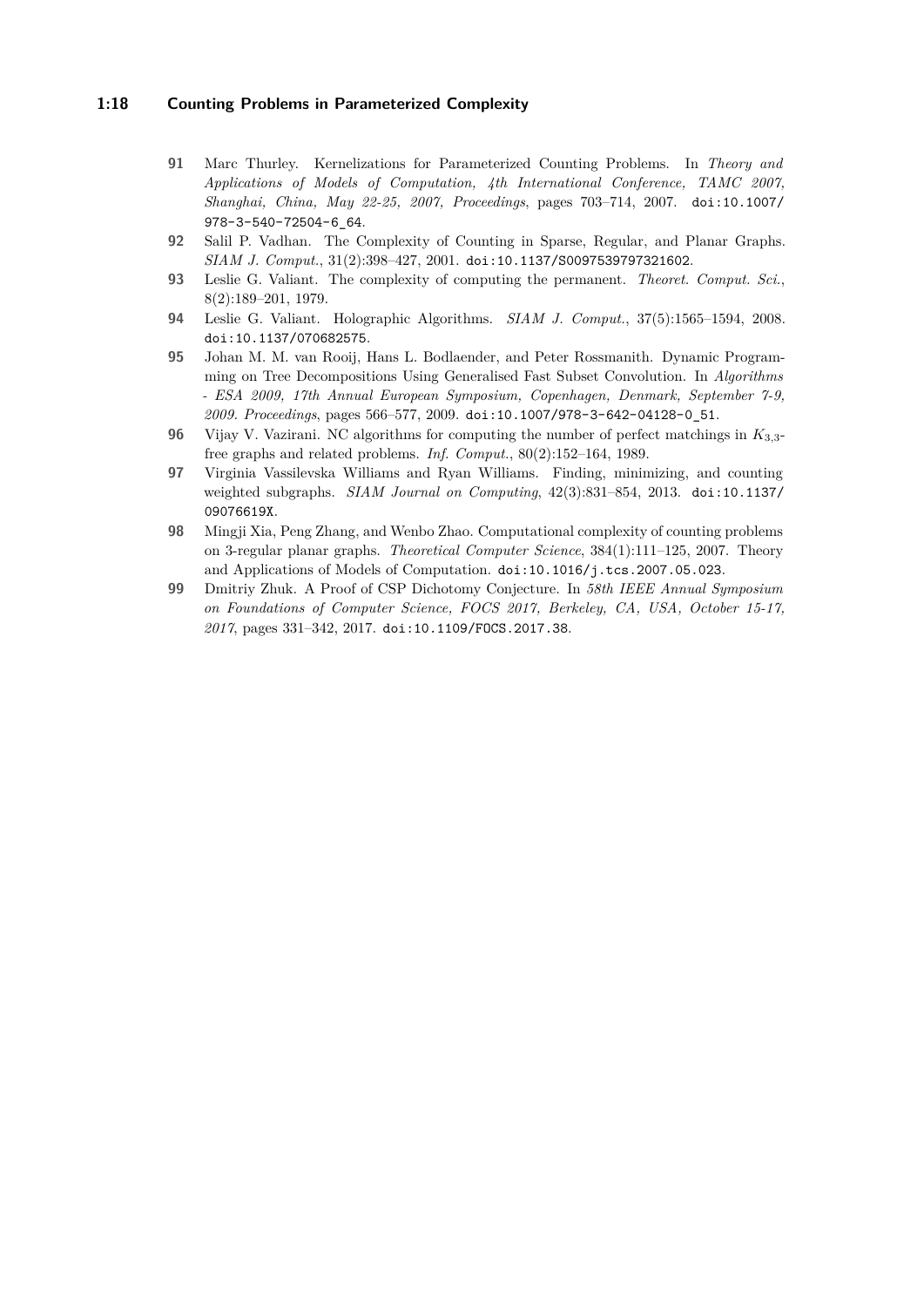**91** Marc Thurley. Kernelizations for Parameterized Counting Problems. In *Theory and Applications of Models of Computation, 4th International Conference, TAMC 2007, Shanghai, China, May 22-25, 2007, Proceedings*, pages 703–714, 2007. doi:10.1007/978-3-540-72504-6_64.

**92** Salil P. Vadhan. The Complexity of Counting in Sparse, Regular, and Planar Graphs. *SIAM J. Comput.*, 31(2):398–427, 2001. doi:10.1137/S0097539797321602.

**93** Leslie G. Valiant. The complexity of computing the permanent. *Theoret. Comput. Sci.*, 8(2):189–201, 1979.

**94** Leslie G. Valiant. Holographic Algorithms. *SIAM J. Comput.*, 37(5):1565–1594, 2008. doi:10.1137/070682575.

**95** Johan M. M. van Rooij, Hans L. Bodlaender, and Peter Rossmanith. Dynamic Programming on Tree Decompositions Using Generalised Fast Subset Convolution. In *Algorithms - ESA 2009, 17th Annual European Symposium, Copenhagen, Denmark, September 7-9, 2009. Proceedings*, pages 566–577, 2009. doi:10.1007/978-3-642-04128-0_51.

**96** Vijay V. Vazirani. NC algorithms for computing the number of perfect matchings in $K_{3,3}$-free graphs and related problems. *Inf. Comput.*, 80(2):152–164, 1989.

**97** Virginia Vassilevska Williams and Ryan Williams. Finding, minimizing, and counting weighted subgraphs. *SIAM Journal on Computing*, 42(3):831–854, 2013. doi:10.1137/09076619X.

**98** Mingji Xia, Peng Zhang, and Wenbo Zhao. Computational complexity of counting problems on 3-regular planar graphs. *Theoretical Computer Science*, 384(1):111–125, 2007. Theory and Applications of Models of Computation. doi:10.1016/j.tcs.2007.05.023.

**99** Dmitriy Zhuk. A Proof of CSP Dichotomy Conjecture. In *58th IEEE Annual Symposium on Foundations of Computer Science, FOCS 2017, Berkeley, CA, USA, October 15-17, 2017*, pages 331–342, 2017. doi:10.1109/FOCS.2017.38.